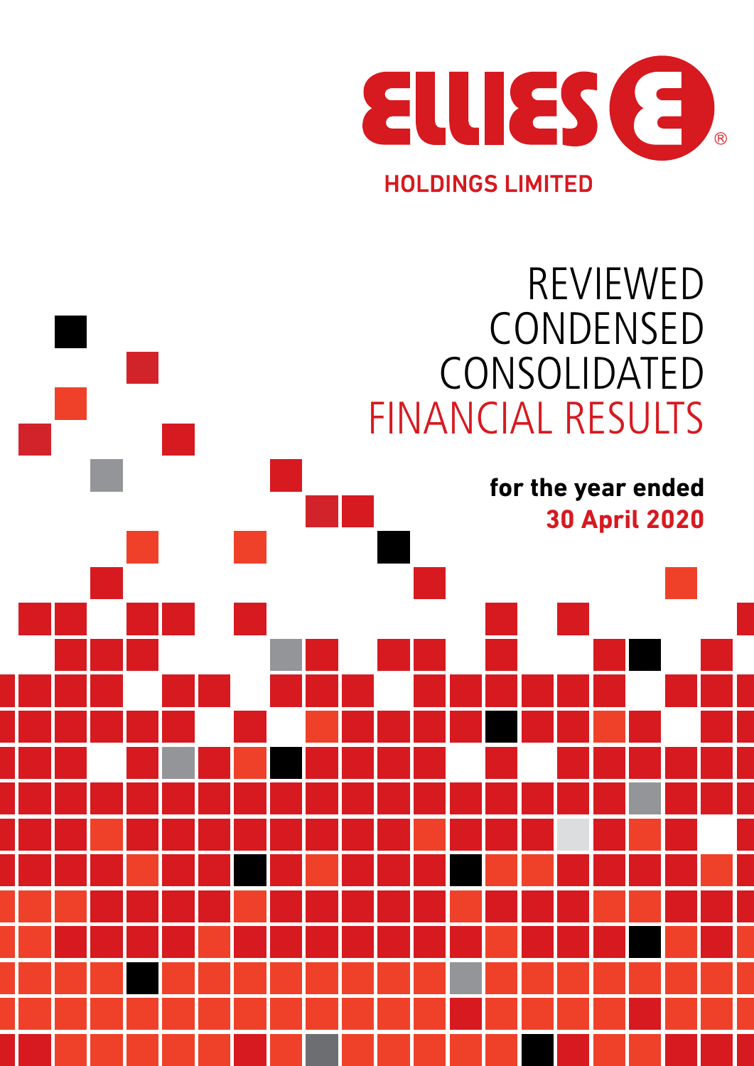# ELLIES HOLDINGS LIMITED

# REVIEWED CONDENSED CONSOLIDATED FINANCIAL RESULTS

**for the year ended 30 April 2020**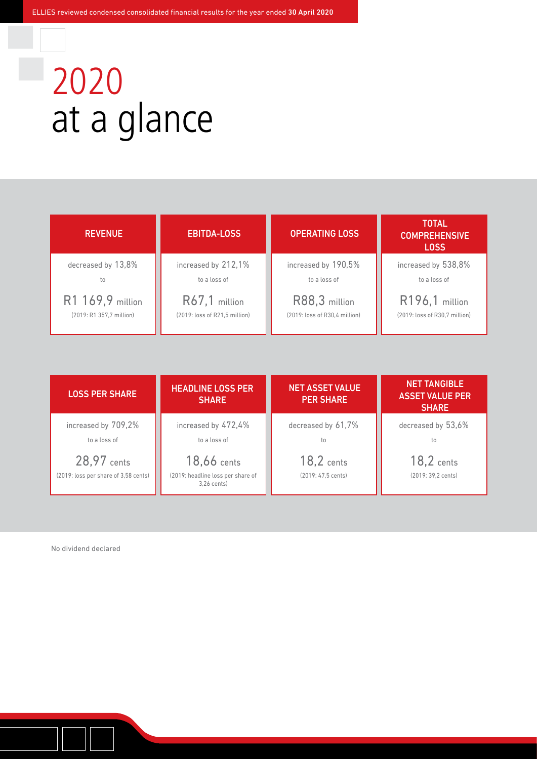# 2020 at a glance

### REVENUE

decreased by 13,8%

to

R1 169,9 million

(2019: R1 357,7 million)

### EBITDA-LOSS

increased by 212,1%

to a loss of

R67,1 million

(2019: loss of R21,5 million)

### OPERATING LOSS

increased by 190,5%

to a loss of

R88,3 million

(2019: loss of R30,4 million)

### TOTAL COMPREHENSIVE LOSS

increased by 538,8%

to a loss of

R196,1 million

(2019: loss of R30,7 million)

### LOSS PER SHARE

increased by 709,2%

to a loss of

28,97 cents

(2019: loss per share of 3,58 cents)

### HEADLINE LOSS PER SHARE

increased by 472,4%

to a loss of

18,66 cents

(2019: headline loss per share of 3,26 cents)

### NET ASSET VALUE PER SHARE

decreased by 61,7%

to

18,2 cents

(2019: 47,5 cents)

### NET TANGIBLE ASSET VALUE PER SHARE

decreased by 53,6%

to

18,2 cents

(2019: 39,2 cents)

No dividend declared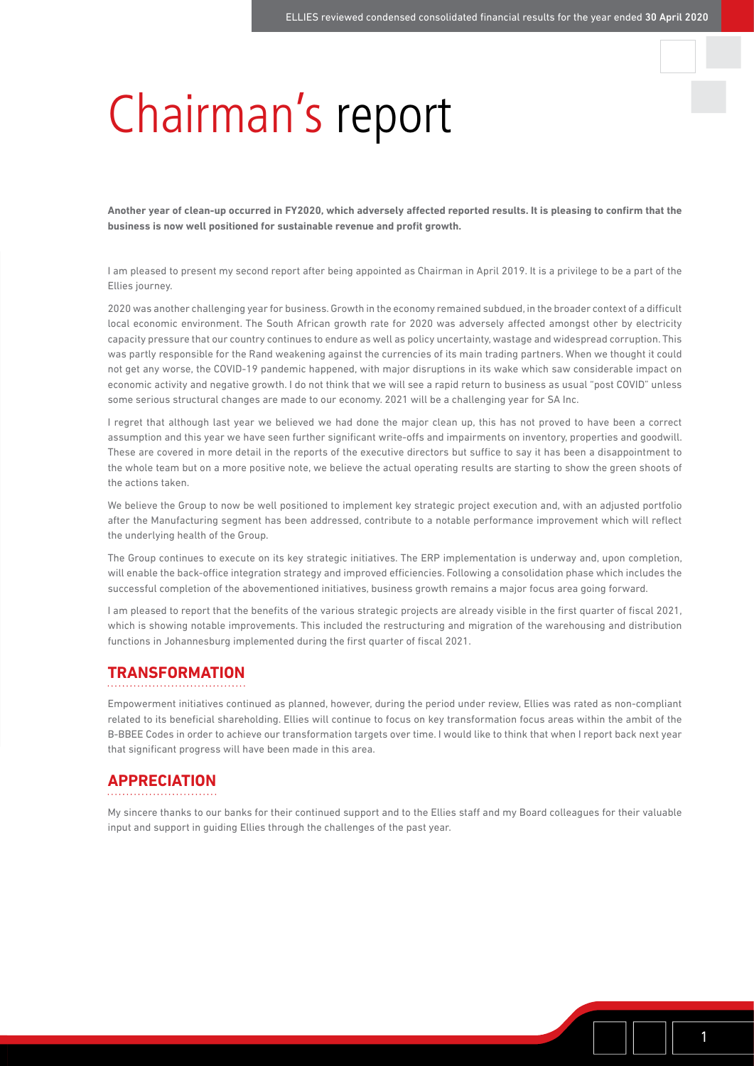# Chairman's report

**Another year of clean-up occurred in FY2020, which adversely affected reported results. It is pleasing to confirm that the business is now well positioned for sustainable revenue and profit growth.**

I am pleased to present my second report after being appointed as Chairman in April 2019. It is a privilege to be a part of the Ellies journey.

2020 was another challenging year for business. Growth in the economy remained subdued, in the broader context of a difficult local economic environment. The South African growth rate for 2020 was adversely affected amongst other by electricity capacity pressure that our country continues to endure as well as policy uncertainty, wastage and widespread corruption. This was partly responsible for the Rand weakening against the currencies of its main trading partners. When we thought it could not get any worse, the COVID-19 pandemic happened, with major disruptions in its wake which saw considerable impact on economic activity and negative growth. I do not think that we will see a rapid return to business as usual "post COVID" unless some serious structural changes are made to our economy. 2021 will be a challenging year for SA Inc.

I regret that although last year we believed we had done the major clean up, this has not proved to have been a correct assumption and this year we have seen further significant write-offs and impairments on inventory, properties and goodwill. These are covered in more detail in the reports of the executive directors but suffice to say it has been a disappointment to the whole team but on a more positive note, we believe the actual operating results are starting to show the green shoots of the actions taken.

We believe the Group to now be well positioned to implement key strategic project execution and, with an adjusted portfolio after the Manufacturing segment has been addressed, contribute to a notable performance improvement which will reflect the underlying health of the Group.

The Group continues to execute on its key strategic initiatives. The ERP implementation is underway and, upon completion, will enable the back-office integration strategy and improved efficiencies. Following a consolidation phase which includes the successful completion of the abovementioned initiatives, business growth remains a major focus area going forward.

I am pleased to report that the benefits of the various strategic projects are already visible in the first quarter of fiscal 2021, which is showing notable improvements. This included the restructuring and migration of the warehousing and distribution functions in Johannesburg implemented during the first quarter of fiscal 2021.

## TRANSFORMATION

Empowerment initiatives continued as planned, however, during the period under review, Ellies was rated as non-compliant related to its beneficial shareholding. Ellies will continue to focus on key transformation focus areas within the ambit of the B-BBEE Codes in order to achieve our transformation targets over time. I would like to think that when I report back next year that significant progress will have been made in this area.

## APPRECIATION

My sincere thanks to our banks for their continued support and to the Ellies staff and my Board colleagues for their valuable input and support in guiding Ellies through the challenges of the past year.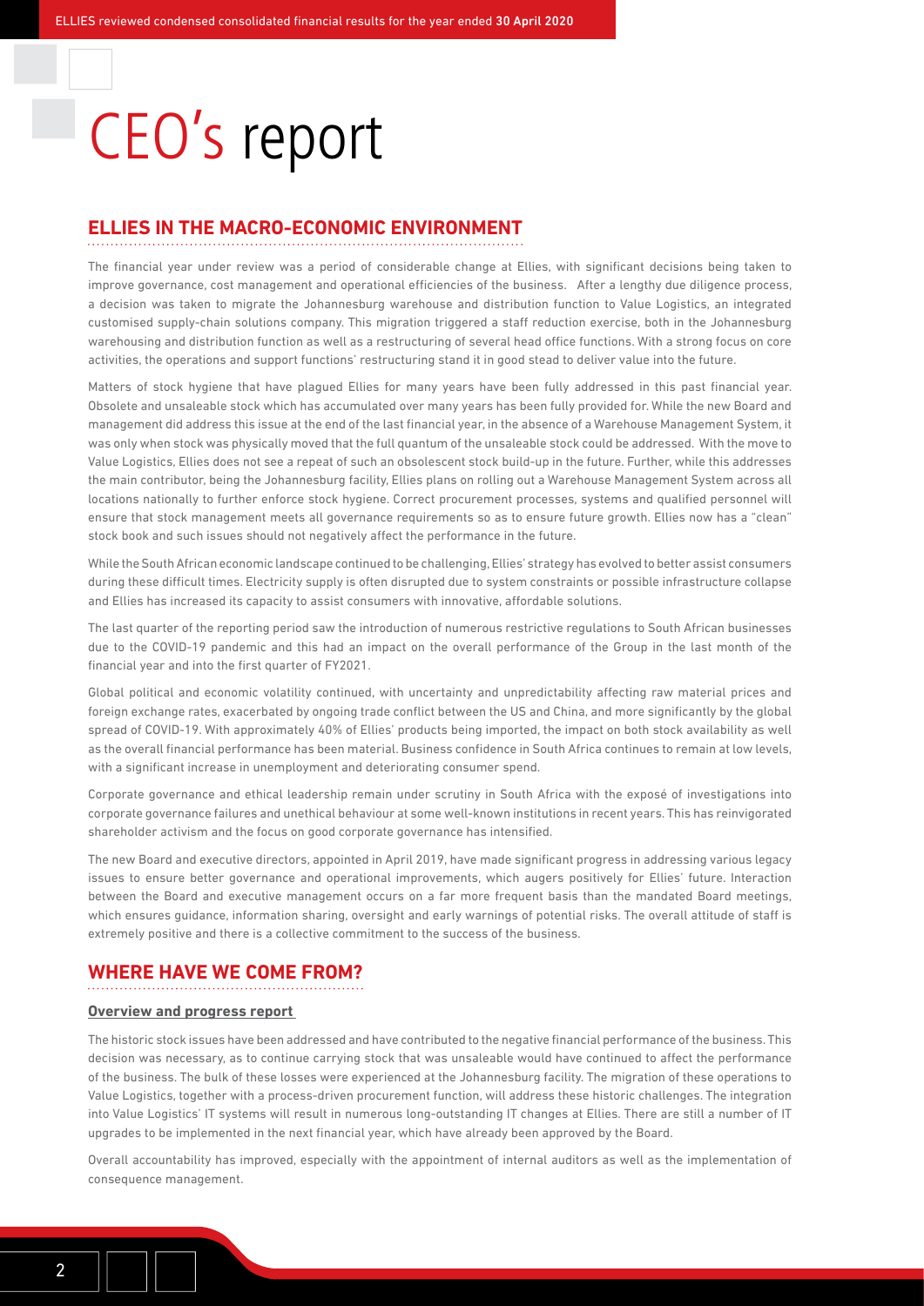# CEO's report

## ELLIES IN THE MACRO-ECONOMIC ENVIRONMENT

The financial year under review was a period of considerable change at Ellies, with significant decisions being taken to improve governance, cost management and operational efficiencies of the business. After a lengthy due diligence process, a decision was taken to migrate the Johannesburg warehouse and distribution function to Value Logistics, an integrated customised supply-chain solutions company. This migration triggered a staff reduction exercise, both in the Johannesburg warehousing and distribution function as well as a restructuring of several head office functions. With a strong focus on core activities, the operations and support functions' restructuring stand it in good stead to deliver value into the future.

Matters of stock hygiene that have plagued Ellies for many years have been fully addressed in this past financial year. Obsolete and unsaleable stock which has accumulated over many years has been fully provided for. While the new Board and management did address this issue at the end of the last financial year, in the absence of a Warehouse Management System, it was only when stock was physically moved that the full quantum of the unsaleable stock could be addressed. With the move to Value Logistics, Ellies does not see a repeat of such an obsolescent stock build-up in the future. Further, while this addresses the main contributor, being the Johannesburg facility, Ellies plans on rolling out a Warehouse Management System across all locations nationally to further enforce stock hygiene. Correct procurement processes, systems and qualified personnel will ensure that stock management meets all governance requirements so as to ensure future growth. Ellies now has a "clean" stock book and such issues should not negatively affect the performance in the future.

While the South African economic landscape continued to be challenging, Ellies' strategy has evolved to better assist consumers during these difficult times. Electricity supply is often disrupted due to system constraints or possible infrastructure collapse and Ellies has increased its capacity to assist consumers with innovative, affordable solutions.

The last quarter of the reporting period saw the introduction of numerous restrictive regulations to South African businesses due to the COVID-19 pandemic and this had an impact on the overall performance of the Group in the last month of the financial year and into the first quarter of FY2021.

Global political and economic volatility continued, with uncertainty and unpredictability affecting raw material prices and foreign exchange rates, exacerbated by ongoing trade conflict between the US and China, and more significantly by the global spread of COVID-19. With approximately 40% of Ellies' products being imported, the impact on both stock availability as well as the overall financial performance has been material. Business confidence in South Africa continues to remain at low levels, with a significant increase in unemployment and deteriorating consumer spend.

Corporate governance and ethical leadership remain under scrutiny in South Africa with the exposé of investigations into corporate governance failures and unethical behaviour at some well-known institutions in recent years. This has reinvigorated shareholder activism and the focus on good corporate governance has intensified.

The new Board and executive directors, appointed in April 2019, have made significant progress in addressing various legacy issues to ensure better governance and operational improvements, which augers positively for Ellies' future. Interaction between the Board and executive management occurs on a far more frequent basis than the mandated Board meetings, which ensures guidance, information sharing, oversight and early warnings of potential risks. The overall attitude of staff is extremely positive and there is a collective commitment to the success of the business.

## WHERE HAVE WE COME FROM?

### Overview and progress report

The historic stock issues have been addressed and have contributed to the negative financial performance of the business. This decision was necessary, as to continue carrying stock that was unsaleable would have continued to affect the performance of the business. The bulk of these losses were experienced at the Johannesburg facility. The migration of these operations to Value Logistics, together with a process-driven procurement function, will address these historic challenges. The integration into Value Logistics' IT systems will result in numerous long-outstanding IT changes at Ellies. There are still a number of IT upgrades to be implemented in the next financial year, which have already been approved by the Board.

Overall accountability has improved, especially with the appointment of internal auditors as well as the implementation of consequence management.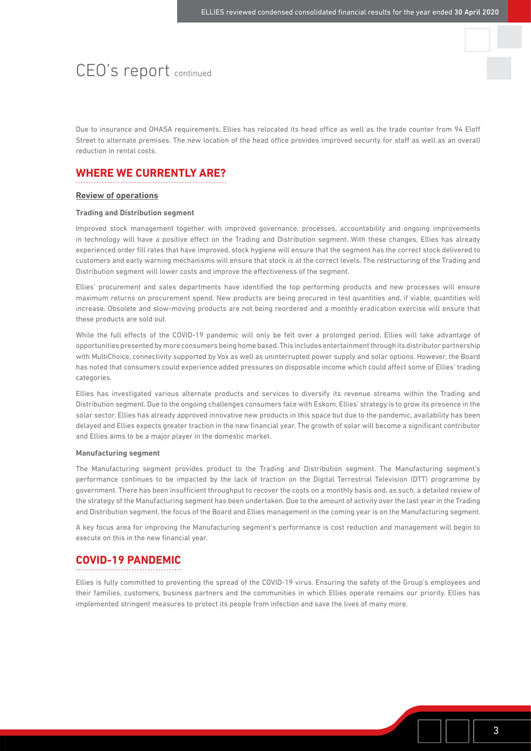# CEO's report continued

Due to insurance and OHASA requirements, Ellies has relocated its head office as well as the trade counter from 94 Eloff Street to alternate premises. The new location of the head office provides improved security for staff as well as an overall reduction in rental costs.

## WHERE WE CURRENTLY ARE?

### Review of operations

**Trading and Distribution segment**

Improved stock management together with improved governance, processes, accountability and ongoing improvements in technology will have a positive effect on the Trading and Distribution segment. With these changes, Ellies has already experienced order fill rates that have improved, stock hygiene will ensure that the segment has the correct stock delivered to customers and early warning mechanisms will ensure that stock is at the correct levels. The restructuring of the Trading and Distribution segment will lower costs and improve the effectiveness of the segment.

Ellies' procurement and sales departments have identified the top performing products and new processes will ensure maximum returns on procurement spend. New products are being procured in test quantities and, if viable, quantities will increase. Obsolete and slow-moving products are not being reordered and a monthly eradication exercise will ensure that these products are sold out.

While the full effects of the COVID-19 pandemic will only be felt over a prolonged period, Ellies will take advantage of opportunities presented by more consumers being home based. This includes entertainment through its distributor partnership with MultiChoice, connectivity supported by Vox as well as uninterrupted power supply and solar options. However, the Board has noted that consumers could experience added pressures on disposable income which could affect some of Ellies' trading categories.

Ellies has investigated various alternate products and services to diversify its revenue streams within the Trading and Distribution segment. Due to the ongoing challenges consumers face with Eskom, Ellies' strategy is to grow its presence in the solar sector. Ellies has already approved innovative new products in this space but due to the pandemic, availability has been delayed and Ellies expects greater traction in the new financial year. The growth of solar will become a significant contributor and Ellies aims to be a major player in the domestic market.

**Manufacturing segment**

The Manufacturing segment provides product to the Trading and Distribution segment. The Manufacturing segment's performance continues to be impacted by the lack of traction on the Digital Terrestrial Television (DTT) programme by government. There has been insufficient throughput to recover the costs on a monthly basis and, as such, a detailed review of the strategy of the Manufacturing segment has been undertaken. Due to the amount of activity over the last year in the Trading and Distribution segment, the focus of the Board and Ellies management in the coming year is on the Manufacturing segment.

A key focus area for improving the Manufacturing segment's performance is cost reduction and management will begin to execute on this in the new financial year.

## COVID-19 PANDEMIC

Ellies is fully committed to preventing the spread of the COVID-19 virus. Ensuring the safety of the Group's employees and their families, customers, business partners and the communities in which Ellies operate remains our priority. Ellies has implemented stringent measures to protect its people from infection and save the lives of many more.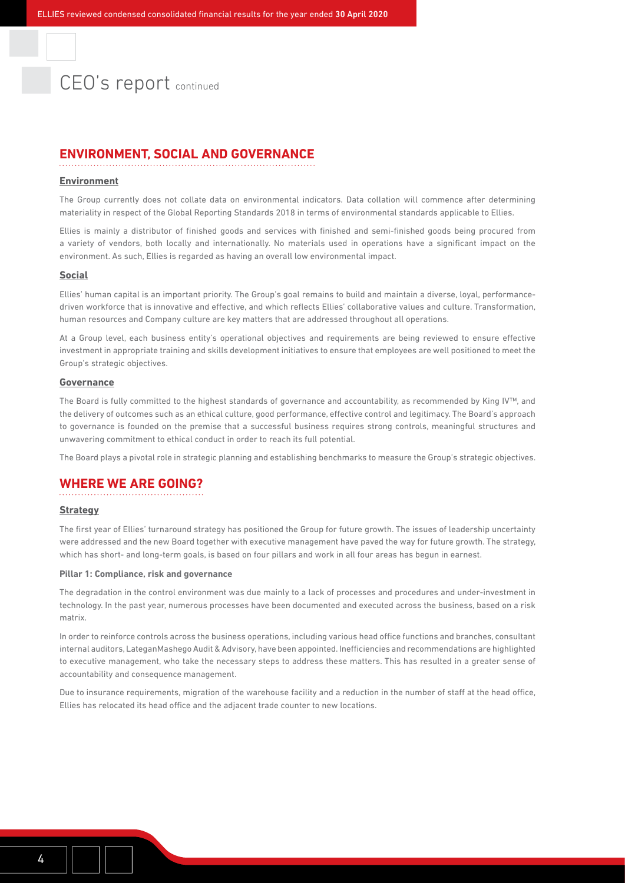# CEO's report continued

## ENVIRONMENT, SOCIAL AND GOVERNANCE

### Environment

The Group currently does not collate data on environmental indicators. Data collation will commence after determining materiality in respect of the Global Reporting Standards 2018 in terms of environmental standards applicable to Ellies.

Ellies is mainly a distributor of finished goods and services with finished and semi-finished goods being procured from a variety of vendors, both locally and internationally. No materials used in operations have a significant impact on the environment. As such, Ellies is regarded as having an overall low environmental impact.

### Social

Ellies' human capital is an important priority. The Group's goal remains to build and maintain a diverse, loyal, performance-driven workforce that is innovative and effective, and which reflects Ellies' collaborative values and culture. Transformation, human resources and Company culture are key matters that are addressed throughout all operations.

At a Group level, each business entity's operational objectives and requirements are being reviewed to ensure effective investment in appropriate training and skills development initiatives to ensure that employees are well positioned to meet the Group's strategic objectives.

### Governance

The Board is fully committed to the highest standards of governance and accountability, as recommended by King IV™, and the delivery of outcomes such as an ethical culture, good performance, effective control and legitimacy. The Board's approach to governance is founded on the premise that a successful business requires strong controls, meaningful structures and unwavering commitment to ethical conduct in order to reach its full potential.

The Board plays a pivotal role in strategic planning and establishing benchmarks to measure the Group's strategic objectives.

## WHERE WE ARE GOING?

### Strategy

The first year of Ellies' turnaround strategy has positioned the Group for future growth. The issues of leadership uncertainty were addressed and the new Board together with executive management have paved the way for future growth. The strategy, which has short- and long-term goals, is based on four pillars and work in all four areas has begun in earnest.

**Pillar 1: Compliance, risk and governance**

The degradation in the control environment was due mainly to a lack of processes and procedures and under-investment in technology. In the past year, numerous processes have been documented and executed across the business, based on a risk matrix.

In order to reinforce controls across the business operations, including various head office functions and branches, consultant internal auditors, LateganMashego Audit & Advisory, have been appointed. Inefficiencies and recommendations are highlighted to executive management, who take the necessary steps to address these matters. This has resulted in a greater sense of accountability and consequence management.

Due to insurance requirements, migration of the warehouse facility and a reduction in the number of staff at the head office, Ellies has relocated its head office and the adjacent trade counter to new locations.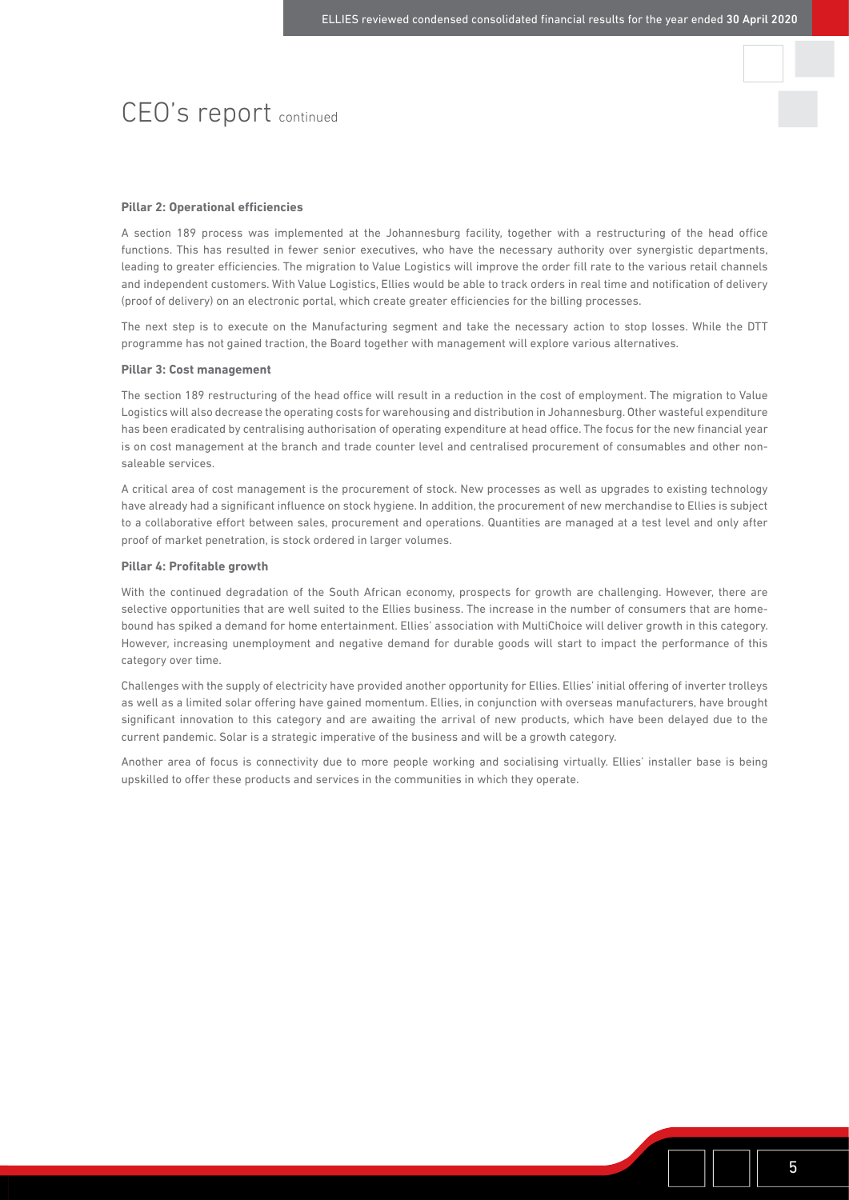# CEO's report continued

**Pillar 2: Operational efficiencies**

A section 189 process was implemented at the Johannesburg facility, together with a restructuring of the head office functions. This has resulted in fewer senior executives, who have the necessary authority over synergistic departments, leading to greater efficiencies. The migration to Value Logistics will improve the order fill rate to the various retail channels and independent customers. With Value Logistics, Ellies would be able to track orders in real time and notification of delivery (proof of delivery) on an electronic portal, which create greater efficiencies for the billing processes.

The next step is to execute on the Manufacturing segment and take the necessary action to stop losses. While the DTT programme has not gained traction, the Board together with management will explore various alternatives.

**Pillar 3: Cost management**

The section 189 restructuring of the head office will result in a reduction in the cost of employment. The migration to Value Logistics will also decrease the operating costs for warehousing and distribution in Johannesburg. Other wasteful expenditure has been eradicated by centralising authorisation of operating expenditure at head office. The focus for the new financial year is on cost management at the branch and trade counter level and centralised procurement of consumables and other non-saleable services.

A critical area of cost management is the procurement of stock. New processes as well as upgrades to existing technology have already had a significant influence on stock hygiene. In addition, the procurement of new merchandise to Ellies is subject to a collaborative effort between sales, procurement and operations. Quantities are managed at a test level and only after proof of market penetration, is stock ordered in larger volumes.

**Pillar 4: Profitable growth**

With the continued degradation of the South African economy, prospects for growth are challenging. However, there are selective opportunities that are well suited to the Ellies business. The increase in the number of consumers that are home-bound has spiked a demand for home entertainment. Ellies' association with MultiChoice will deliver growth in this category. However, increasing unemployment and negative demand for durable goods will start to impact the performance of this category over time.

Challenges with the supply of electricity have provided another opportunity for Ellies. Ellies' initial offering of inverter trolleys as well as a limited solar offering have gained momentum. Ellies, in conjunction with overseas manufacturers, have brought significant innovation to this category and are awaiting the arrival of new products, which have been delayed due to the current pandemic. Solar is a strategic imperative of the business and will be a growth category.

Another area of focus is connectivity due to more people working and socialising virtually. Ellies' installer base is being upskilled to offer these products and services in the communities in which they operate.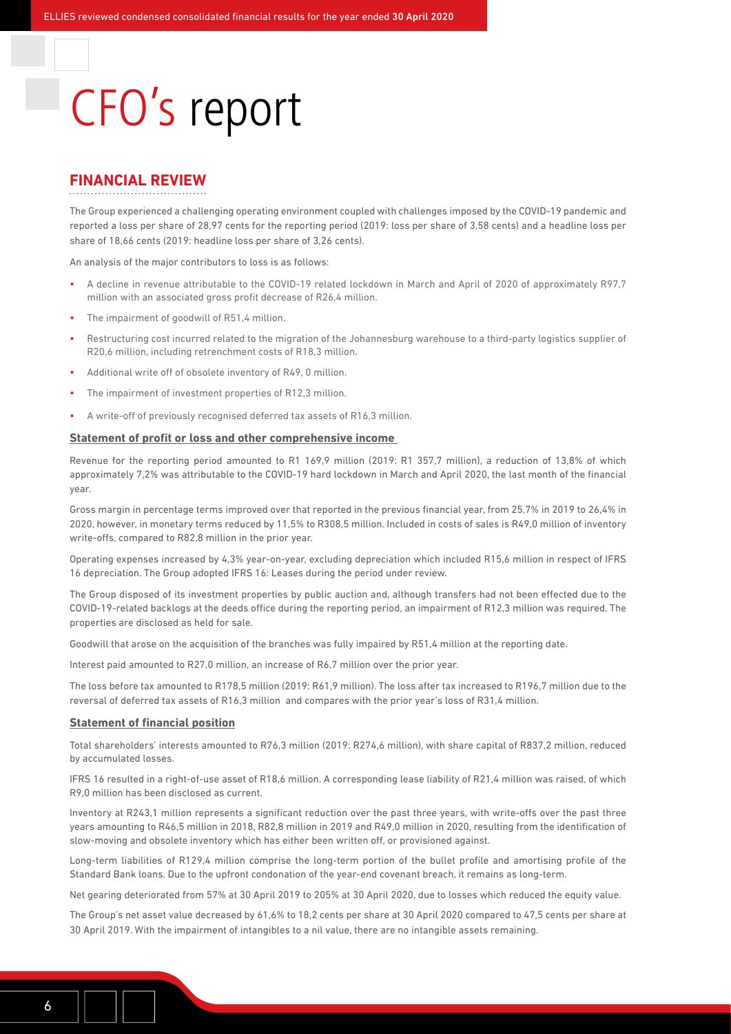# CFO's report

## FINANCIAL REVIEW

The Group experienced a challenging operating environment coupled with challenges imposed by the COVID-19 pandemic and reported a loss per share of 28,97 cents for the reporting period (2019: loss per share of 3,58 cents) and a headline loss per share of 18,66 cents (2019: headline loss per share of 3,26 cents).

An analysis of the major contributors to loss is as follows:

- A decline in revenue attributable to the COVID-19 related lockdown in March and April of 2020 of approximately R97,7 million with an associated gross profit decrease of R26,4 million.
- The impairment of goodwill of R51,4 million.
- Restructuring cost incurred related to the migration of the Johannesburg warehouse to a third-party logistics supplier of R20,6 million, including retrenchment costs of R18,3 million.
- Additional write off of obsolete inventory of R49, 0 million.
- The impairment of investment properties of R12,3 million.
- A write-off of previously recognised deferred tax assets of R16,3 million.

### Statement of profit or loss and other comprehensive income

Revenue for the reporting period amounted to R1 169,9 million (2019: R1 357,7 million), a reduction of 13,8% of which approximately 7,2% was attributable to the COVID-19 hard lockdown in March and April 2020, the last month of the financial year.

Gross margin in percentage terms improved over that reported in the previous financial year, from 25,7% in 2019 to 26,4% in 2020, however, in monetary terms reduced by 11,5% to R308,5 million. Included in costs of sales is R49,0 million of inventory write-offs, compared to R82,8 million in the prior year.

Operating expenses increased by 4,3% year-on-year, excluding depreciation which included R15,6 million in respect of IFRS 16 depreciation. The Group adopted IFRS 16: Leases during the period under review.

The Group disposed of its investment properties by public auction and, although transfers had not been effected due to the COVID-19-related backlogs at the deeds office during the reporting period, an impairment of R12,3 million was required. The properties are disclosed as held for sale.

Goodwill that arose on the acquisition of the branches was fully impaired by R51,4 million at the reporting date.

Interest paid amounted to R27,0 million, an increase of R6,7 million over the prior year.

The loss before tax amounted to R178,5 million (2019: R61,9 million). The loss after tax increased to R196,7 million due to the reversal of deferred tax assets of R16,3 million and compares with the prior year's loss of R31,4 million.

### Statement of financial position

Total shareholders' interests amounted to R76,3 million (2019: R274,6 million), with share capital of R837,2 million, reduced by accumulated losses.

IFRS 16 resulted in a right-of-use asset of R18,6 million. A corresponding lease liability of R21,4 million was raised, of which R9,0 million has been disclosed as current.

Inventory at R243,1 million represents a significant reduction over the past three years, with write-offs over the past three years amounting to R46,5 million in 2018, R82,8 million in 2019 and R49,0 million in 2020, resulting from the identification of slow-moving and obsolete inventory which has either been written off, or provisioned against.

Long-term liabilities of R129,4 million comprise the long-term portion of the bullet profile and amortising profile of the Standard Bank loans. Due to the upfront condonation of the year-end covenant breach, it remains as long-term.

Net gearing deteriorated from 57% at 30 April 2019 to 205% at 30 April 2020, due to losses which reduced the equity value.

The Group's net asset value decreased by 61,6% to 18,2 cents per share at 30 April 2020 compared to 47,5 cents per share at 30 April 2019. With the impairment of intangibles to a nil value, there are no intangible assets remaining.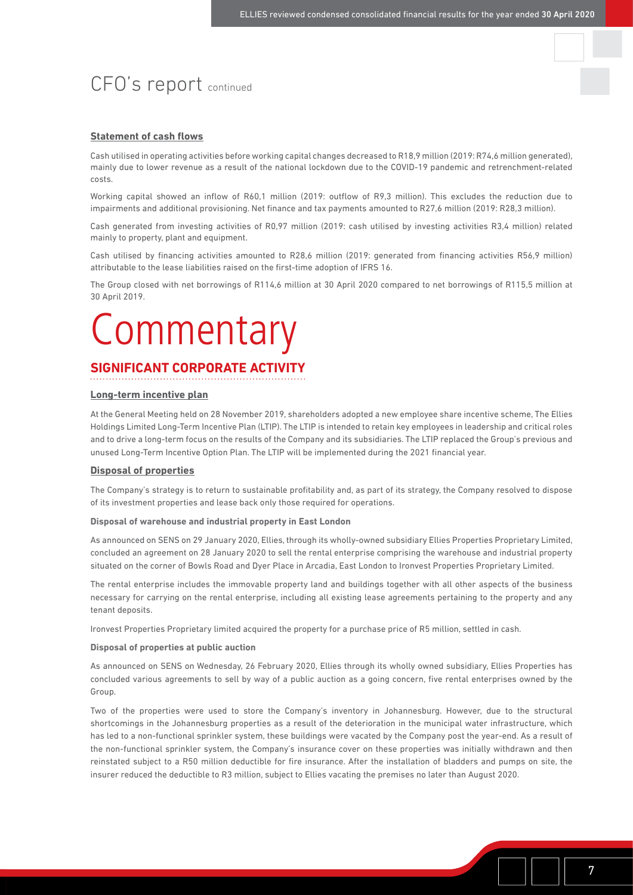# CFO's report continued

### Statement of cash flows

Cash utilised in operating activities before working capital changes decreased to R18,9 million (2019: R74,6 million generated), mainly due to lower revenue as a result of the national lockdown due to the COVID-19 pandemic and retrenchment-related costs.

Working capital showed an inflow of R60,1 million (2019: outflow of R9,3 million). This excludes the reduction due to impairments and additional provisioning. Net finance and tax payments amounted to R27,6 million (2019: R28,3 million).

Cash generated from investing activities of R0,97 million (2019: cash utilised by investing activities R3,4 million) related mainly to property, plant and equipment.

Cash utilised by financing activities amounted to R28,6 million (2019: generated from financing activities R56,9 million) attributable to the lease liabilities raised on the first-time adoption of IFRS 16.

The Group closed with net borrowings of R114,6 million at 30 April 2020 compared to net borrowings of R115,5 million at 30 April 2019.

# Commentary

## SIGNIFICANT CORPORATE ACTIVITY

### Long-term incentive plan

At the General Meeting held on 28 November 2019, shareholders adopted a new employee share incentive scheme, The Ellies Holdings Limited Long-Term Incentive Plan (LTIP). The LTIP is intended to retain key employees in leadership and critical roles and to drive a long-term focus on the results of the Company and its subsidiaries. The LTIP replaced the Group's previous and unused Long-Term Incentive Option Plan. The LTIP will be implemented during the 2021 financial year.

### Disposal of properties

The Company's strategy is to return to sustainable profitability and, as part of its strategy, the Company resolved to dispose of its investment properties and lease back only those required for operations.

**Disposal of warehouse and industrial property in East London**

As announced on SENS on 29 January 2020, Ellies, through its wholly-owned subsidiary Ellies Properties Proprietary Limited, concluded an agreement on 28 January 2020 to sell the rental enterprise comprising the warehouse and industrial property situated on the corner of Bowls Road and Dyer Place in Arcadia, East London to Ironvest Properties Proprietary Limited.

The rental enterprise includes the immovable property land and buildings together with all other aspects of the business necessary for carrying on the rental enterprise, including all existing lease agreements pertaining to the property and any tenant deposits.

Ironvest Properties Proprietary limited acquired the property for a purchase price of R5 million, settled in cash.

**Disposal of properties at public auction**

As announced on SENS on Wednesday, 26 February 2020, Ellies through its wholly owned subsidiary, Ellies Properties has concluded various agreements to sell by way of a public auction as a going concern, five rental enterprises owned by the Group.

Two of the properties were used to store the Company's inventory in Johannesburg. However, due to the structural shortcomings in the Johannesburg properties as a result of the deterioration in the municipal water infrastructure, which has led to a non-functional sprinkler system, these buildings were vacated by the Company post the year-end. As a result of the non-functional sprinkler system, the Company's insurance cover on these properties was initially withdrawn and then reinstated subject to a R50 million deductible for fire insurance. After the installation of bladders and pumps on site, the insurer reduced the deductible to R3 million, subject to Ellies vacating the premises no later than August 2020.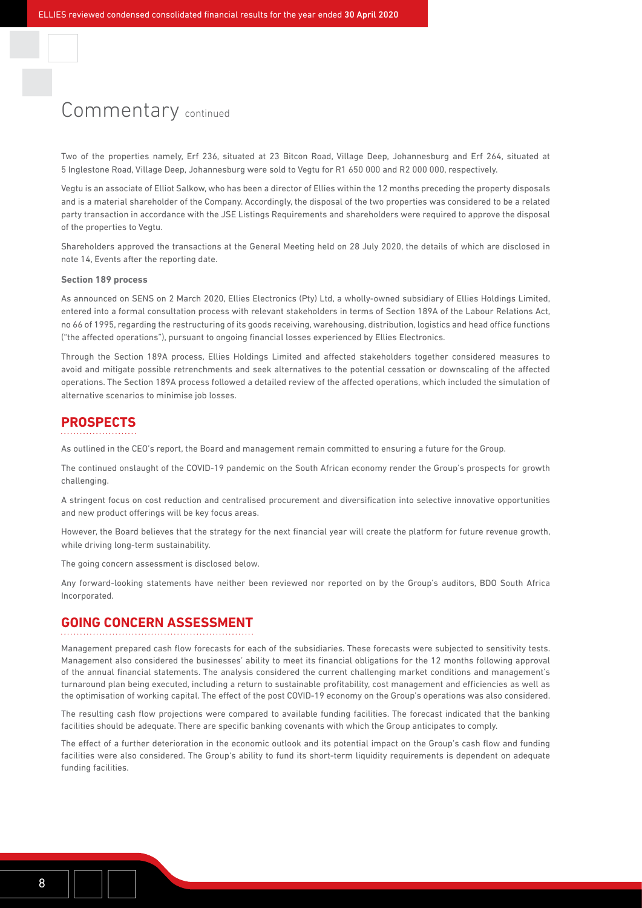# Commentary continued

Two of the properties namely, Erf 236, situated at 23 Bitcon Road, Village Deep, Johannesburg and Erf 264, situated at 5 Inglestone Road, Village Deep, Johannesburg were sold to Vegtu for R1 650 000 and R2 000 000, respectively.

Vegtu is an associate of Elliot Salkow, who has been a director of Ellies within the 12 months preceding the property disposals and is a material shareholder of the Company. Accordingly, the disposal of the two properties was considered to be a related party transaction in accordance with the JSE Listings Requirements and shareholders were required to approve the disposal of the properties to Vegtu.

Shareholders approved the transactions at the General Meeting held on 28 July 2020, the details of which are disclosed in note 14, Events after the reporting date.

**Section 189 process**

As announced on SENS on 2 March 2020, Ellies Electronics (Pty) Ltd, a wholly-owned subsidiary of Ellies Holdings Limited, entered into a formal consultation process with relevant stakeholders in terms of Section 189A of the Labour Relations Act, no 66 of 1995, regarding the restructuring of its goods receiving, warehousing, distribution, logistics and head office functions ("the affected operations"), pursuant to ongoing financial losses experienced by Ellies Electronics.

Through the Section 189A process, Ellies Holdings Limited and affected stakeholders together considered measures to avoid and mitigate possible retrenchments and seek alternatives to the potential cessation or downscaling of the affected operations. The Section 189A process followed a detailed review of the affected operations, which included the simulation of alternative scenarios to minimise job losses.

## PROSPECTS

As outlined in the CEO's report, the Board and management remain committed to ensuring a future for the Group.

The continued onslaught of the COVID-19 pandemic on the South African economy render the Group's prospects for growth challenging.

A stringent focus on cost reduction and centralised procurement and diversification into selective innovative opportunities and new product offerings will be key focus areas.

However, the Board believes that the strategy for the next financial year will create the platform for future revenue growth, while driving long-term sustainability.

The going concern assessment is disclosed below.

Any forward-looking statements have neither been reviewed nor reported on by the Group's auditors, BDO South Africa Incorporated.

## GOING CONCERN ASSESSMENT

Management prepared cash flow forecasts for each of the subsidiaries. These forecasts were subjected to sensitivity tests. Management also considered the businesses' ability to meet its financial obligations for the 12 months following approval of the annual financial statements. The analysis considered the current challenging market conditions and management's turnaround plan being executed, including a return to sustainable profitability, cost management and efficiencies as well as the optimisation of working capital. The effect of the post COVID-19 economy on the Group's operations was also considered.

The resulting cash flow projections were compared to available funding facilities. The forecast indicated that the banking facilities should be adequate. There are specific banking covenants with which the Group anticipates to comply.

The effect of a further deterioration in the economic outlook and its potential impact on the Group's cash flow and funding facilities were also considered. The Group's ability to fund its short-term liquidity requirements is dependent on adequate funding facilities.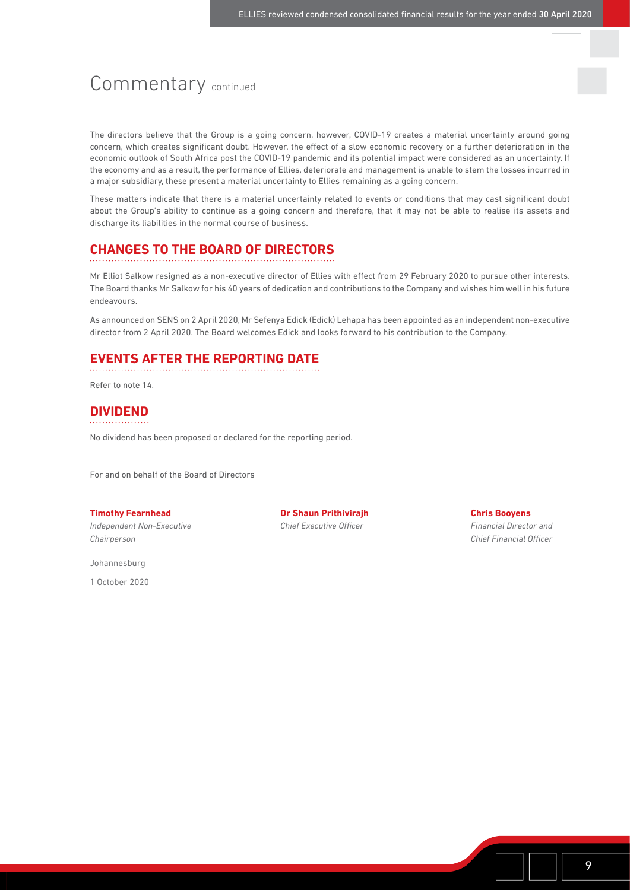# Commentary continued

The directors believe that the Group is a going concern, however, COVID-19 creates a material uncertainty around going concern, which creates significant doubt. However, the effect of a slow economic recovery or a further deterioration in the economic outlook of South Africa post the COVID-19 pandemic and its potential impact were considered as an uncertainty. If the economy and as a result, the performance of Ellies, deteriorate and management is unable to stem the losses incurred in a major subsidiary, these present a material uncertainty to Ellies remaining as a going concern.

These matters indicate that there is a material uncertainty related to events or conditions that may cast significant doubt about the Group's ability to continue as a going concern and therefore, that it may not be able to realise its assets and discharge its liabilities in the normal course of business.

## CHANGES TO THE BOARD OF DIRECTORS

Mr Elliot Salkow resigned as a non-executive director of Ellies with effect from 29 February 2020 to pursue other interests. The Board thanks Mr Salkow for his 40 years of dedication and contributions to the Company and wishes him well in his future endeavours.

As announced on SENS on 2 April 2020, Mr Sefenya Edick (Edick) Lehapa has been appointed as an independent non-executive director from 2 April 2020. The Board welcomes Edick and looks forward to his contribution to the Company.

## EVENTS AFTER THE REPORTING DATE

Refer to note 14.

## DIVIDEND

No dividend has been proposed or declared for the reporting period.

For and on behalf of the Board of Directors

**Timothy Fearnhead**
*Independent Non-Executive Chairperson*

**Dr Shaun Prithivirajh**
*Chief Executive Officer*

**Chris Booyens**
*Financial Director and Chief Financial Officer*

Johannesburg

1 October 2020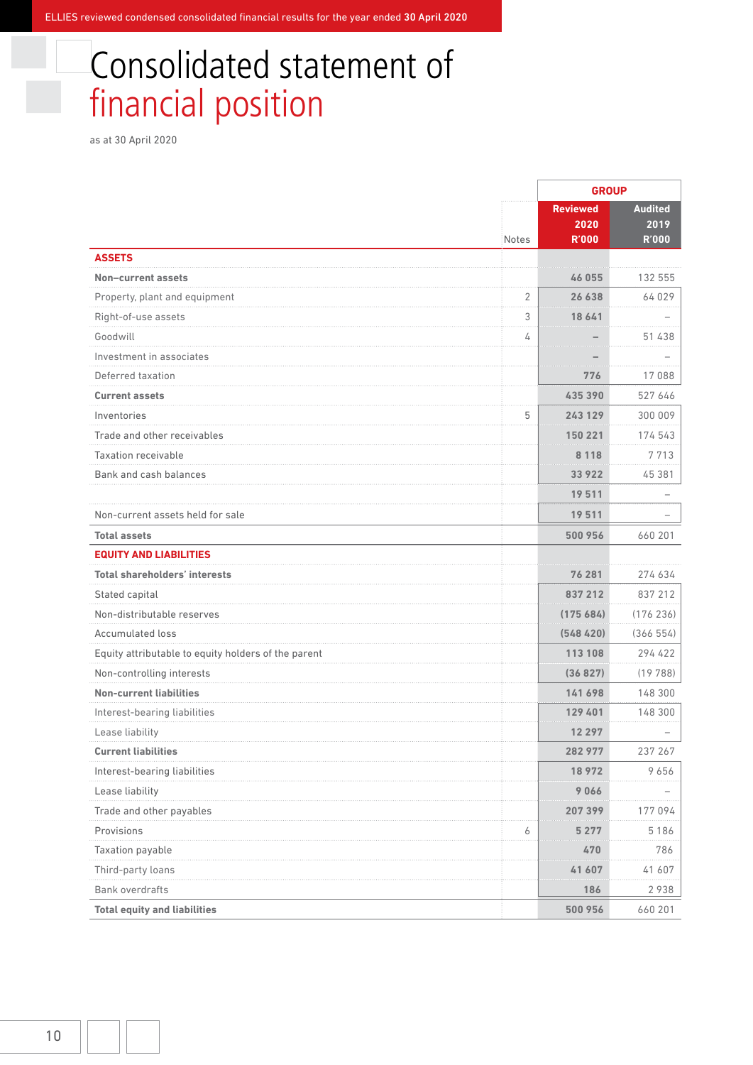# Consolidated statement of financial position

as at 30 April 2020

| | Notes | GROUP Reviewed 2020 R'000 | GROUP Audited 2019 R'000 |
|---|---|---|---|
| **ASSETS** | | | |
| **Non–current assets** | | **46 055** | 132 555 |
| Property, plant and equipment | 2 | **26 638** | 64 029 |
| Right-of-use assets | 3 | **18 641** | – |
| Goodwill | 4 | **–** | 51 438 |
| Investment in associates | | **–** | – |
| Deferred taxation | | **776** | 17 088 |
| **Current assets** | | **435 390** | 527 646 |
| Inventories | 5 | **243 129** | 300 009 |
| Trade and other receivables | | **150 221** | 174 543 |
| Taxation receivable | | **8 118** | 7 713 |
| Bank and cash balances | | **33 922** | 45 381 |
| | | **19 511** | – |
| Non-current assets held for sale | | **19 511** | – |
| **Total assets** | | **500 956** | 660 201 |
| **EQUITY AND LIABILITIES** | | | |
| **Total shareholders' interests** | | **76 281** | 274 634 |
| Stated capital | | **837 212** | 837 212 |
| Non-distributable reserves | | **(175 684)** | (176 236) |
| Accumulated loss | | **(548 420)** | (366 554) |
| Equity attributable to equity holders of the parent | | **113 108** | 294 422 |
| Non-controlling interests | | **(36 827)** | (19 788) |
| **Non-current liabilities** | | **141 698** | 148 300 |
| Interest-bearing liabilities | | **129 401** | 148 300 |
| Lease liability | | **12 297** | – |
| **Current liabilities** | | **282 977** | 237 267 |
| Interest-bearing liabilities | | **18 972** | 9 656 |
| Lease liability | | **9 066** | – |
| Trade and other payables | | **207 399** | 177 094 |
| Provisions | 6 | **5 277** | 5 186 |
| Taxation payable | | **470** | 786 |
| Third-party loans | | **41 607** | 41 607 |
| Bank overdrafts | | **186** | 2 938 |
| **Total equity and liabilities** | | **500 956** | 660 201 |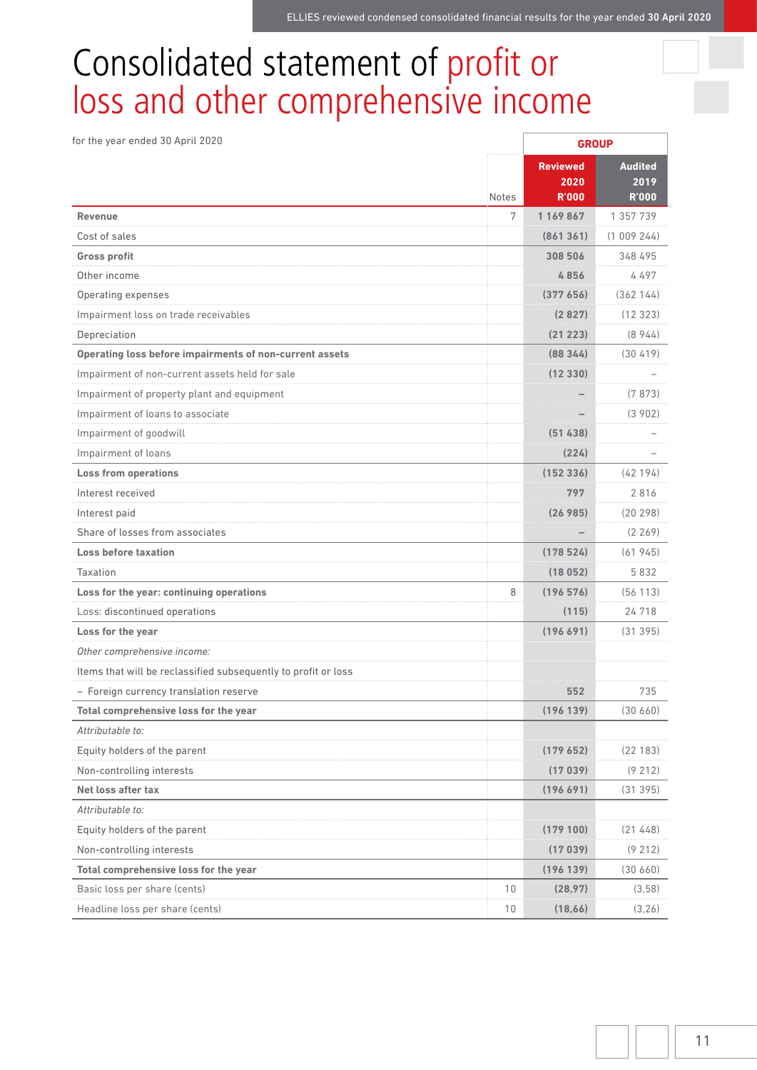# Consolidated statement of profit or loss and other comprehensive income

for the year ended 30 April 2020

| | Notes | GROUP Reviewed 2020 R'000 | GROUP Audited 2019 R'000 |
|---|---|---|---|
| **Revenue** | 7 | **1 169 867** | 1 357 739 |
| Cost of sales | | **(861 361)** | (1 009 244) |
| **Gross profit** | | **308 506** | 348 495 |
| Other income | | **4 856** | 4 497 |
| Operating expenses | | **(377 656)** | (362 144) |
| Impairment loss on trade receivables | | **(2 827)** | (12 323) |
| Depreciation | | **(21 223)** | (8 944) |
| **Operating loss before impairments of non-current assets** | | **(88 344)** | (30 419) |
| Impairment of non-current assets held for sale | | **(12 330)** | – |
| Impairment of property plant and equipment | | **–** | (7 873) |
| Impairment of loans to associate | | **–** | (3 902) |
| Impairment of goodwill | | **(51 438)** | – |
| Impairment of loans | | **(224)** | – |
| **Loss from operations** | | **(152 336)** | (42 194) |
| Interest received | | **797** | 2 816 |
| Interest paid | | **(26 985)** | (20 298) |
| Share of losses from associates | | **–** | (2 269) |
| **Loss before taxation** | | **(178 524)** | (61 945) |
| Taxation | | **(18 052)** | 5 832 |
| **Loss for the year: continuing operations** | 8 | **(196 576)** | (56 113) |
| Loss: discontinued operations | | **(115)** | 24 718 |
| **Loss for the year** | | **(196 691)** | (31 395) |
| *Other comprehensive income:* | | | |
| Items that will be reclassified subsequently to profit or loss | | | |
| – Foreign currency translation reserve | | **552** | 735 |
| **Total comprehensive loss for the year** | | **(196 139)** | (30 660) |
| *Attributable to:* | | | |
| Equity holders of the parent | | **(179 652)** | (22 183) |
| Non-controlling interests | | **(17 039)** | (9 212) |
| **Net loss after tax** | | **(196 691)** | (31 395) |
| *Attributable to:* | | | |
| Equity holders of the parent | | **(179 100)** | (21 448) |
| Non-controlling interests | | **(17 039)** | (9 212) |
| **Total comprehensive loss for the year** | | **(196 139)** | (30 660) |
| Basic loss per share (cents) | 10 | **(28,97)** | (3,58) |
| Headline loss per share (cents) | 10 | **(18,66)** | (3,26) |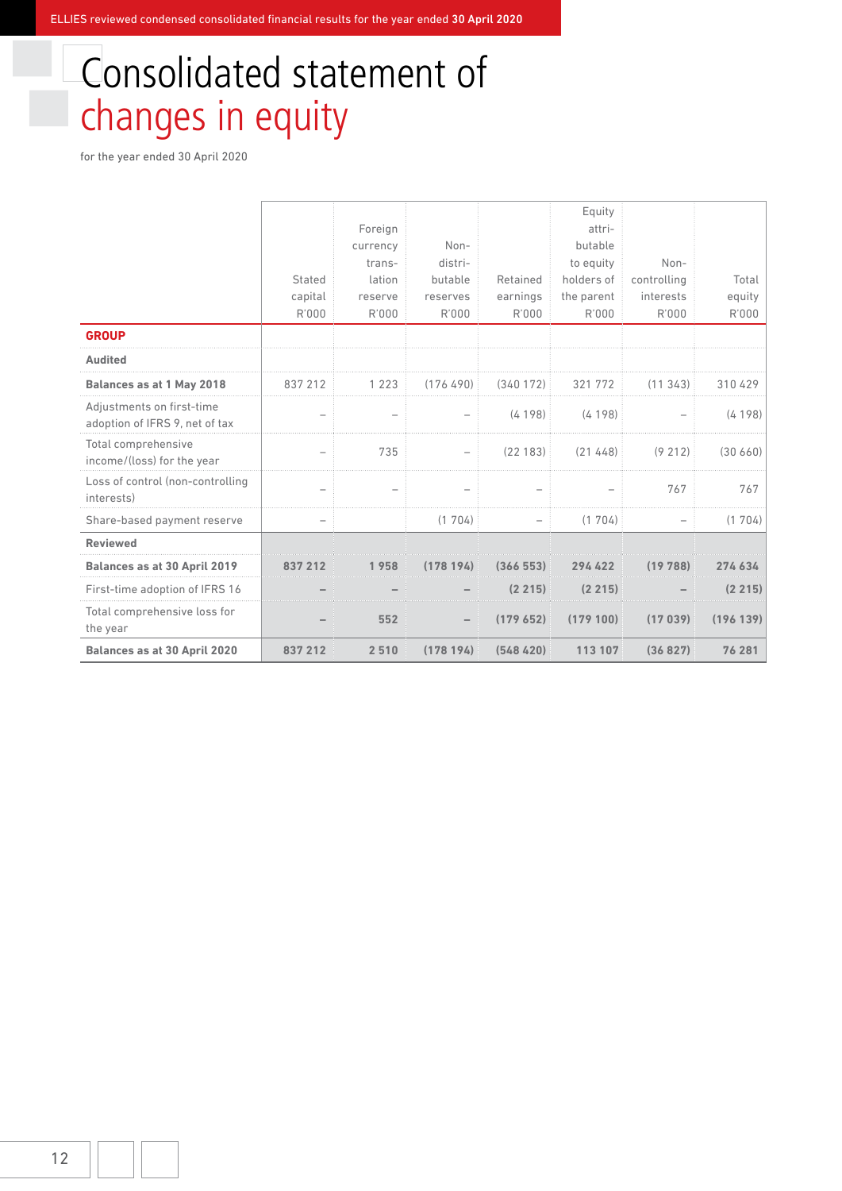# Consolidated statement of changes in equity

for the year ended 30 April 2020

| | Stated capital R'000 | Foreign currency translation reserve R'000 | Non-distributable reserves R'000 | Retained earnings R'000 | Equity attributable to equity holders of the parent R'000 | Non-controlling interests R'000 | Total equity R'000 |
|---|---|---|---|---|---|---|---|
| **GROUP** | | | | | | | |
| **Audited** | | | | | | | |
| **Balances as at 1 May 2018** | 837 212 | 1 223 | (176 490) | (340 172) | 321 772 | (11 343) | 310 429 |
| Adjustments on first-time adoption of IFRS 9, net of tax | – | – | – | (4 198) | (4 198) | – | (4 198) |
| Total comprehensive income/(loss) for the year | – | 735 | – | (22 183) | (21 448) | (9 212) | (30 660) |
| Loss of control (non-controlling interests) | – | – | – | – | – | 767 | 767 |
| Share-based payment reserve | – | | (1 704) | – | (1 704) | – | (1 704) |
| **Reviewed** | | | | | | | |
| **Balances as at 30 April 2019** | **837 212** | **1 958** | **(178 194)** | **(366 553)** | **294 422** | **(19 788)** | **274 634** |
| First-time adoption of IFRS 16 | **–** | **–** | **–** | **(2 215)** | **(2 215)** | **–** | **(2 215)** |
| Total comprehensive loss for the year | **–** | **552** | **–** | **(179 652)** | **(179 100)** | **(17 039)** | **(196 139)** |
| **Balances as at 30 April 2020** | **837 212** | **2 510** | **(178 194)** | **(548 420)** | **113 107** | **(36 827)** | **76 281** |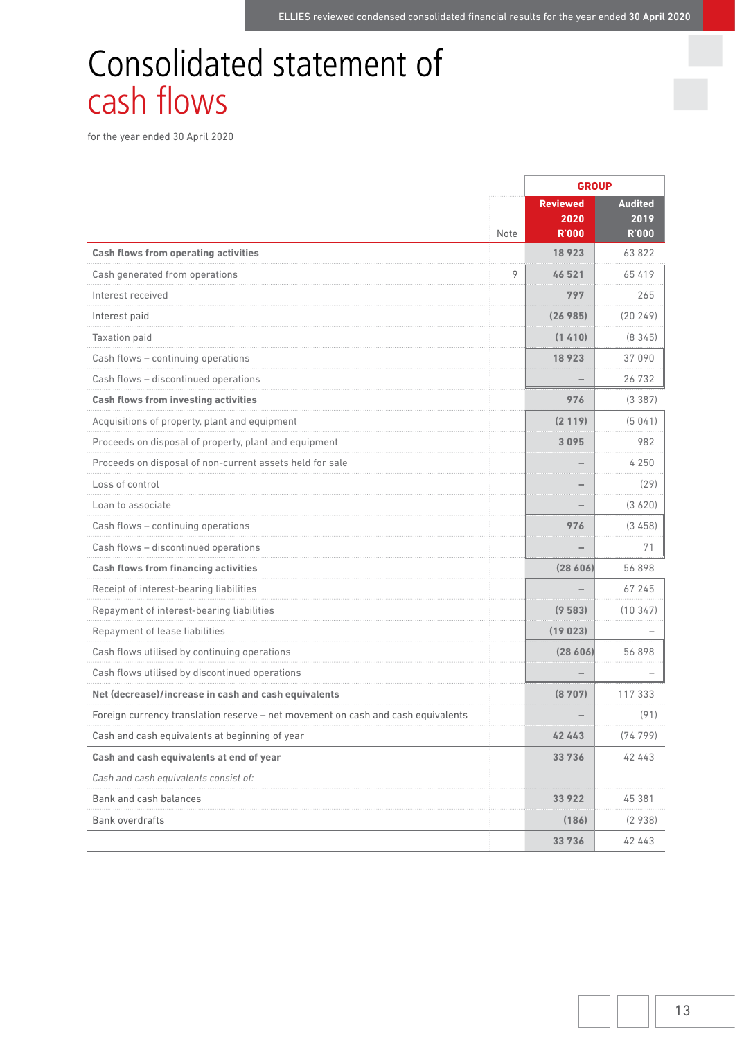# Consolidated statement of cash flows

for the year ended 30 April 2020

| | Note | GROUP | |
|---|---|---|---|
| | | **Reviewed 2020 R'000** | **Audited 2019 R'000** |
| **Cash flows from operating activities** | | **18 923** | 63 822 |
| Cash generated from operations | 9 | **46 521** | 65 419 |
| Interest received | | **797** | 265 |
| Interest paid | | **(26 985)** | (20 249) |
| Taxation paid | | **(1 410)** | (8 345) |
| Cash flows – continuing operations | | **18 923** | 37 090 |
| Cash flows – discontinued operations | | **–** | 26 732 |
| **Cash flows from investing activities** | | **976** | (3 387) |
| Acquisitions of property, plant and equipment | | **(2 119)** | (5 041) |
| Proceeds on disposal of property, plant and equipment | | **3 095** | 982 |
| Proceeds on disposal of non-current assets held for sale | | **–** | 4 250 |
| Loss of control | | **–** | (29) |
| Loan to associate | | **–** | (3 620) |
| Cash flows – continuing operations | | **976** | (3 458) |
| Cash flows – discontinued operations | | **–** | 71 |
| **Cash flows from financing activities** | | **(28 606)** | 56 898 |
| Receipt of interest-bearing liabilities | | **–** | 67 245 |
| Repayment of interest-bearing liabilities | | **(9 583)** | (10 347) |
| Repayment of lease liabilities | | **(19 023)** | – |
| Cash flows utilised by continuing operations | | **(28 606)** | 56 898 |
| Cash flows utilised by discontinued operations | | **–** | – |
| **Net (decrease)/increase in cash and cash equivalents** | | **(8 707)** | 117 333 |
| Foreign currency translation reserve – net movement on cash and cash equivalents | | **–** | (91) |
| Cash and cash equivalents at beginning of year | | **42 443** | (74 799) |
| **Cash and cash equivalents at end of year** | | **33 736** | 42 443 |
| *Cash and cash equivalents consist of:* | | | |
| Bank and cash balances | | **33 922** | 45 381 |
| Bank overdrafts | | **(186)** | (2 938) |
| | | **33 736** | 42 443 |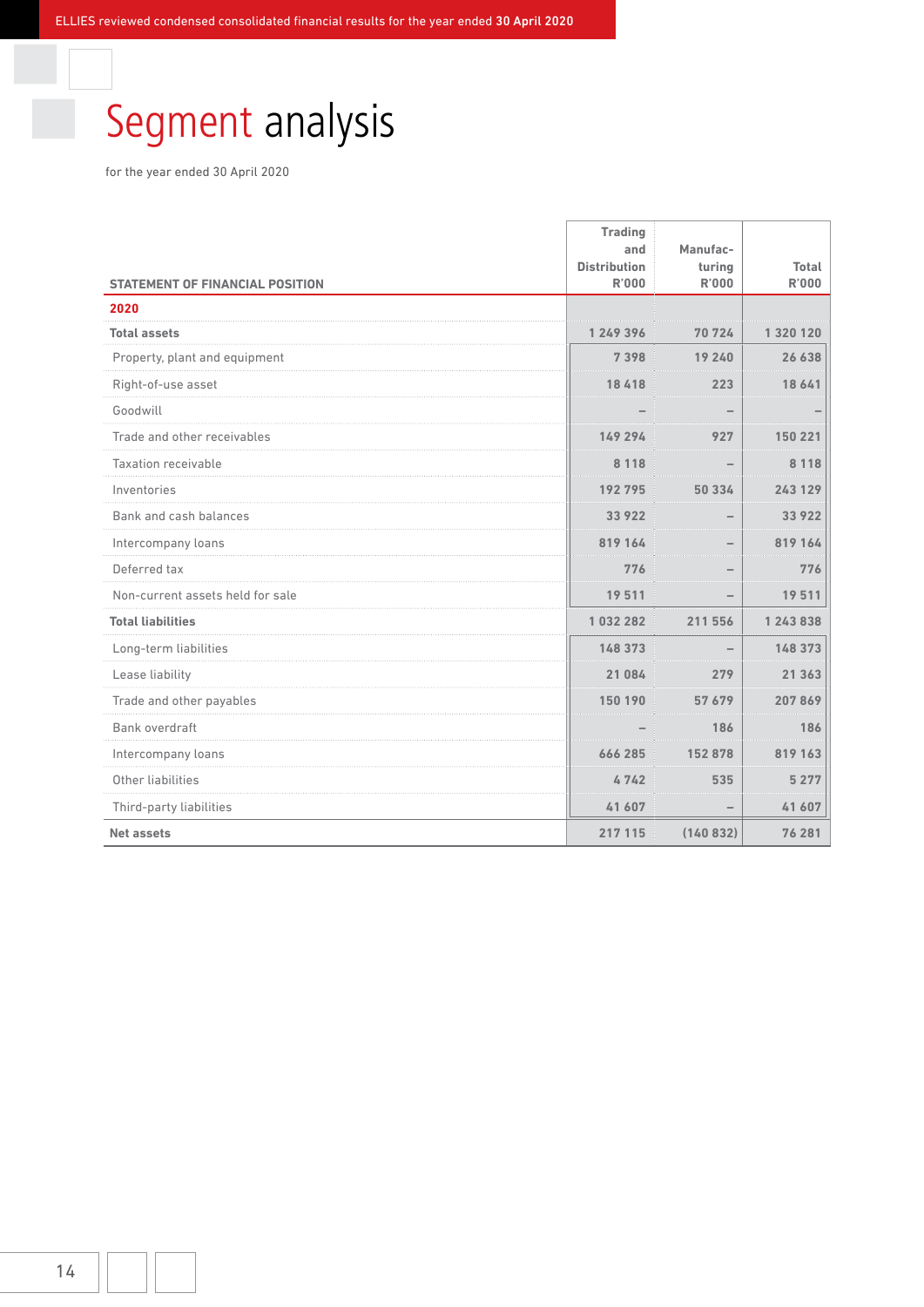# Segment analysis

for the year ended 30 April 2020

| STATEMENT OF FINANCIAL POSITION | Trading and Distribution R'000 | Manufacturing R'000 | Total R'000 |
|---|---|---|---|
| **2020** | | | |
| **Total assets** | 1 249 396 | 70 724 | 1 320 120 |
| Property, plant and equipment | 7 398 | 19 240 | 26 638 |
| Right-of-use asset | 18 418 | 223 | 18 641 |
| Goodwill | – | – | – |
| Trade and other receivables | 149 294 | 927 | 150 221 |
| Taxation receivable | 8 118 | – | 8 118 |
| Inventories | 192 795 | 50 334 | 243 129 |
| Bank and cash balances | 33 922 | – | 33 922 |
| Intercompany loans | 819 164 | – | 819 164 |
| Deferred tax | 776 | – | 776 |
| Non-current assets held for sale | 19 511 | – | 19 511 |
| **Total liabilities** | 1 032 282 | 211 556 | 1 243 838 |
| Long-term liabilities | 148 373 | – | 148 373 |
| Lease liability | 21 084 | 279 | 21 363 |
| Trade and other payables | 150 190 | 57 679 | 207 869 |
| Bank overdraft | – | 186 | 186 |
| Intercompany loans | 666 285 | 152 878 | 819 163 |
| Other liabilities | 4 742 | 535 | 5 277 |
| Third-party liabilities | 41 607 | – | 41 607 |
| **Net assets** | 217 115 | (140 832) | 76 281 |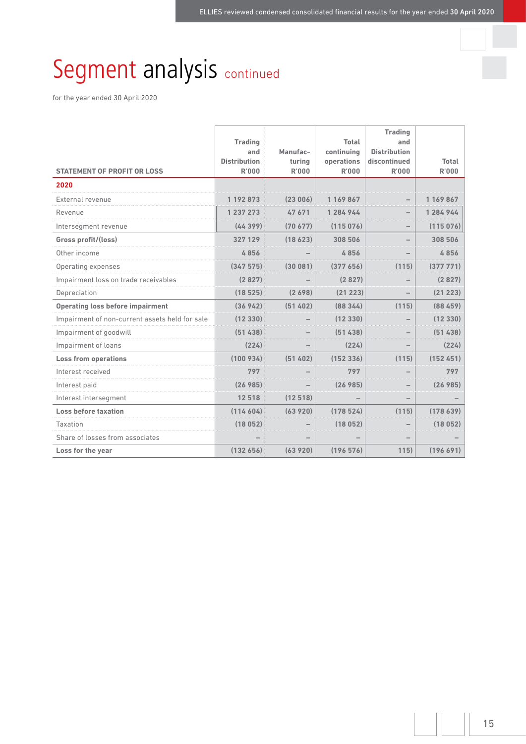# Segment analysis continued

for the year ended 30 April 2020

| STATEMENT OF PROFIT OR LOSS | Trading and Distribution R'000 | Manufac-turing R'000 | Total continuing operations R'000 | Trading and Distribution discontinued R'000 | Total R'000 |
|---|---|---|---|---|---|
| **2020** | | | | | |
| External revenue | 1 192 873 | (23 006) | 1 169 867 | – | 1 169 867 |
| Revenue | 1 237 273 | 47 671 | 1 284 944 | – | 1 284 944 |
| Intersegment revenue | (44 399) | (70 677) | (115 076) | – | (115 076) |
| **Gross profit/(loss)** | 327 129 | (18 623) | 308 506 | – | 308 506 |
| Other income | 4 856 | – | 4 856 | – | 4 856 |
| Operating expenses | (347 575) | (30 081) | (377 656) | (115) | (377 771) |
| Impairment loss on trade receivables | (2 827) | – | (2 827) | – | (2 827) |
| Depreciation | (18 525) | (2 698) | (21 223) | – | (21 223) |
| **Operating loss before impairment** | (36 942) | (51 402) | (88 344) | (115) | (88 459) |
| Impairment of non-current assets held for sale | (12 330) | – | (12 330) | – | (12 330) |
| Impairment of goodwill | (51 438) | – | (51 438) | – | (51 438) |
| Impairment of loans | (224) | – | (224) | – | (224) |
| **Loss from operations** | (100 934) | (51 402) | (152 336) | (115) | (152 451) |
| Interest received | 797 | – | 797 | – | 797 |
| Interest paid | (26 985) | – | (26 985) | – | (26 985) |
| Interest intersegment | 12 518 | (12 518) | – | – | – |
| **Loss before taxation** | (114 604) | (63 920) | (178 524) | (115) | (178 639) |
| Taxation | (18 052) | – | (18 052) | – | (18 052) |
| Share of losses from associates | – | – | – | – | – |
| **Loss for the year** | (132 656) | (63 920) | (196 576) | 115) | (196 691) |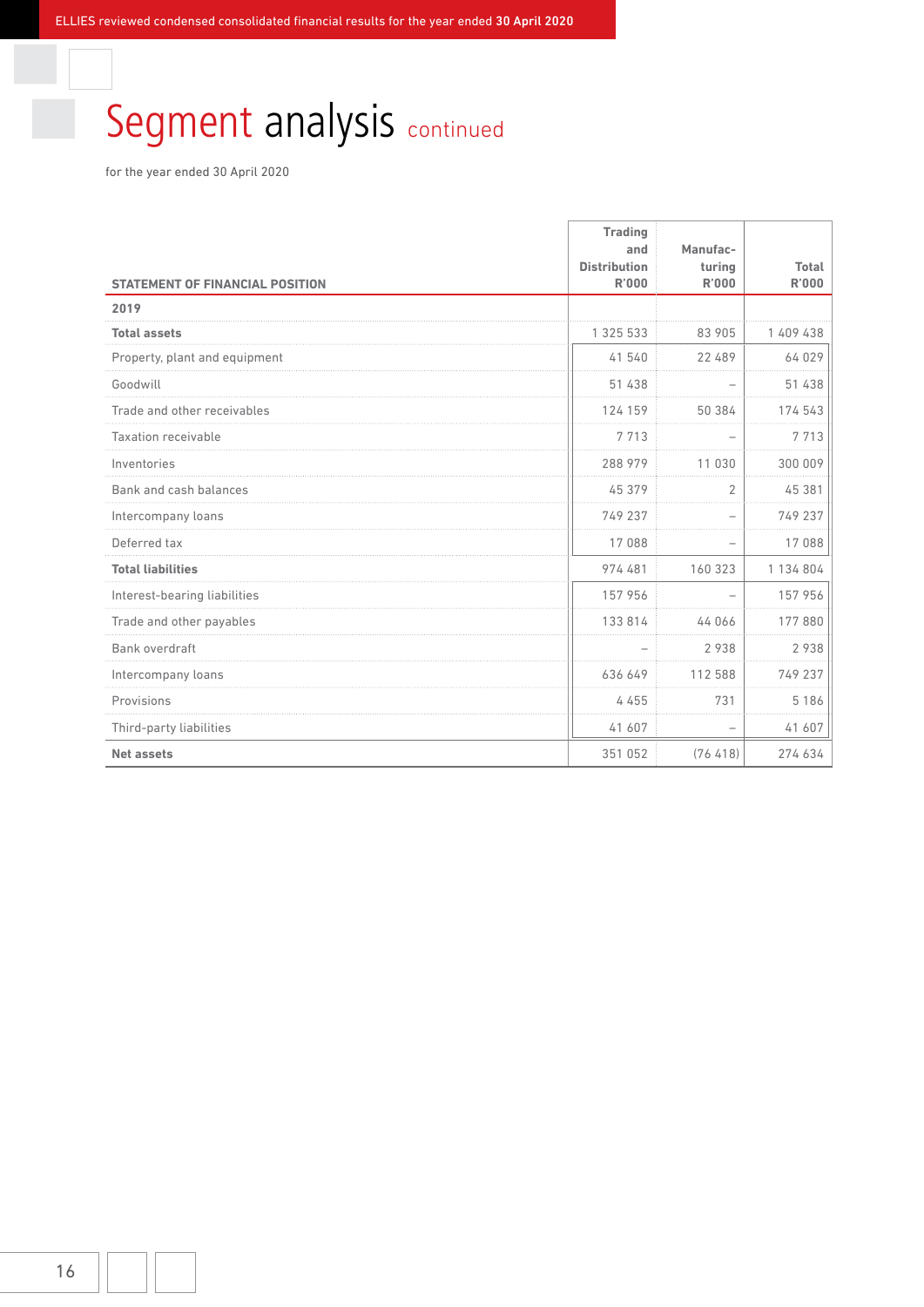# Segment analysis continued

for the year ended 30 April 2020

| STATEMENT OF FINANCIAL POSITION | Trading and Distribution R'000 | Manufacturing R'000 | Total R'000 |
|---|---|---|---|
| **2019** | | | |
| **Total assets** | 1 325 533 | 83 905 | 1 409 438 |
| Property, plant and equipment | 41 540 | 22 489 | 64 029 |
| Goodwill | 51 438 | – | 51 438 |
| Trade and other receivables | 124 159 | 50 384 | 174 543 |
| Taxation receivable | 7 713 | – | 7 713 |
| Inventories | 288 979 | 11 030 | 300 009 |
| Bank and cash balances | 45 379 | 2 | 45 381 |
| Intercompany loans | 749 237 | – | 749 237 |
| Deferred tax | 17 088 | – | 17 088 |
| **Total liabilities** | 974 481 | 160 323 | 1 134 804 |
| Interest-bearing liabilities | 157 956 | – | 157 956 |
| Trade and other payables | 133 814 | 44 066 | 177 880 |
| Bank overdraft | – | 2 938 | 2 938 |
| Intercompany loans | 636 649 | 112 588 | 749 237 |
| Provisions | 4 455 | 731 | 5 186 |
| Third-party liabilities | 41 607 | – | 41 607 |
| **Net assets** | 351 052 | (76 418) | 274 634 |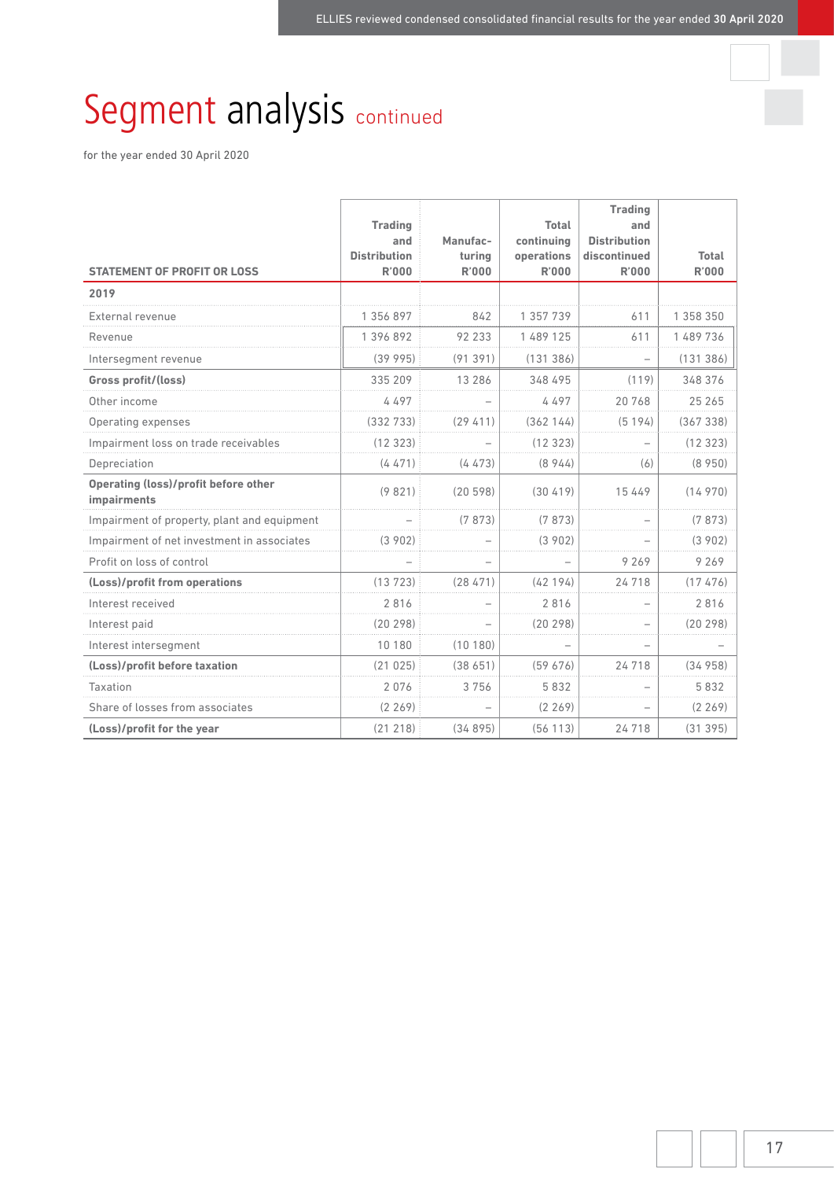# Segment analysis continued

for the year ended 30 April 2020

| STATEMENT OF PROFIT OR LOSS | Trading and Distribution R'000 | Manufacturing R'000 | Total continuing operations R'000 | Trading and Distribution discontinued R'000 | Total R'000 |
|---|---|---|---|---|---|
| **2019** | | | | | |
| External revenue | 1 356 897 | 842 | 1 357 739 | 611 | 1 358 350 |
| Revenue | 1 396 892 | 92 233 | 1 489 125 | 611 | 1 489 736 |
| Intersegment revenue | (39 995) | (91 391) | (131 386) | – | (131 386) |
| **Gross profit/(loss)** | 335 209 | 13 286 | 348 495 | (119) | 348 376 |
| Other income | 4 497 | – | 4 497 | 20 768 | 25 265 |
| Operating expenses | (332 733) | (29 411) | (362 144) | (5 194) | (367 338) |
| Impairment loss on trade receivables | (12 323) | – | (12 323) | – | (12 323) |
| Depreciation | (4 471) | (4 473) | (8 944) | (6) | (8 950) |
| **Operating (loss)/profit before other impairments** | (9 821) | (20 598) | (30 419) | 15 449 | (14 970) |
| Impairment of property, plant and equipment | – | (7 873) | (7 873) | – | (7 873) |
| Impairment of net investment in associates | (3 902) | – | (3 902) | – | (3 902) |
| Profit on loss of control | – | – | – | 9 269 | 9 269 |
| **(Loss)/profit from operations** | (13 723) | (28 471) | (42 194) | 24 718 | (17 476) |
| Interest received | 2 816 | – | 2 816 | – | 2 816 |
| Interest paid | (20 298) | – | (20 298) | – | (20 298) |
| Interest intersegment | 10 180 | (10 180) | – | – | – |
| **(Loss)/profit before taxation** | (21 025) | (38 651) | (59 676) | 24 718 | (34 958) |
| Taxation | 2 076 | 3 756 | 5 832 | – | 5 832 |
| Share of losses from associates | (2 269) | – | (2 269) | – | (2 269) |
| **(Loss)/profit for the year** | (21 218) | (34 895) | (56 113) | 24 718 | (31 395) |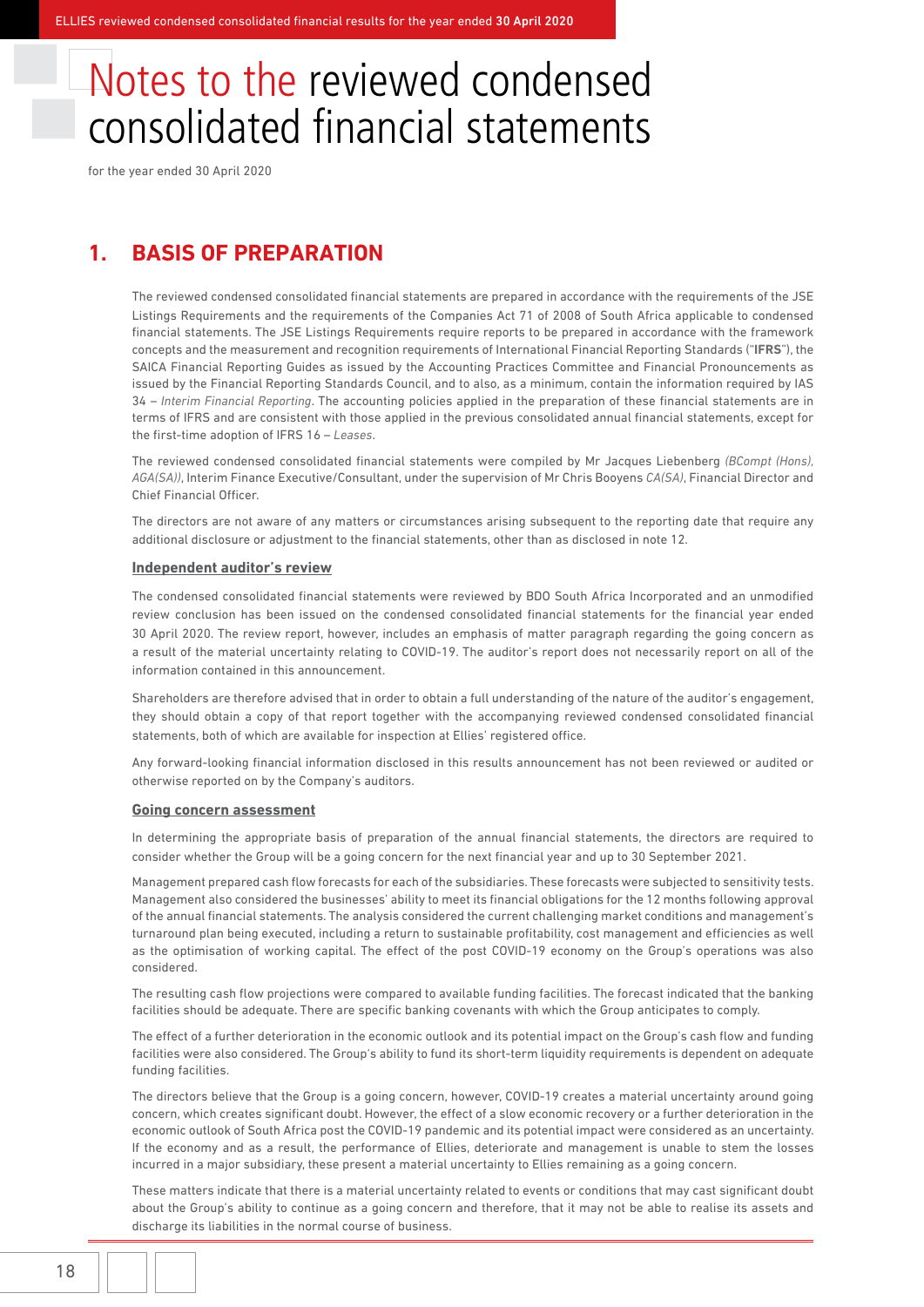# Notes to the reviewed condensed consolidated financial statements

for the year ended 30 April 2020

## 1. BASIS OF PREPARATION

The reviewed condensed consolidated financial statements are prepared in accordance with the requirements of the JSE Listings Requirements and the requirements of the Companies Act 71 of 2008 of South Africa applicable to condensed financial statements. The JSE Listings Requirements require reports to be prepared in accordance with the framework concepts and the measurement and recognition requirements of International Financial Reporting Standards ("**IFRS**"), the SAICA Financial Reporting Guides as issued by the Accounting Practices Committee and Financial Pronouncements as issued by the Financial Reporting Standards Council, and to also, as a minimum, contain the information required by IAS 34 – *Interim Financial Reporting*. The accounting policies applied in the preparation of these financial statements are in terms of IFRS and are consistent with those applied in the previous consolidated annual financial statements, except for the first-time adoption of IFRS 16 – *Leases*.

The reviewed condensed consolidated financial statements were compiled by Mr Jacques Liebenberg *(BCompt (Hons), AGA(SA))*, Interim Finance Executive/Consultant, under the supervision of Mr Chris Booyens *CA(SA)*, Financial Director and Chief Financial Officer.

The directors are not aware of any matters or circumstances arising subsequent to the reporting date that require any additional disclosure or adjustment to the financial statements, other than as disclosed in note 12.

**Independent auditor's review**

The condensed consolidated financial statements were reviewed by BDO South Africa Incorporated and an unmodified review conclusion has been issued on the condensed consolidated financial statements for the financial year ended 30 April 2020. The review report, however, includes an emphasis of matter paragraph regarding the going concern as a result of the material uncertainty relating to COVID-19. The auditor's report does not necessarily report on all of the information contained in this announcement.

Shareholders are therefore advised that in order to obtain a full understanding of the nature of the auditor's engagement, they should obtain a copy of that report together with the accompanying reviewed condensed consolidated financial statements, both of which are available for inspection at Ellies' registered office.

Any forward-looking financial information disclosed in this results announcement has not been reviewed or audited or otherwise reported on by the Company's auditors.

**Going concern assessment**

In determining the appropriate basis of preparation of the annual financial statements, the directors are required to consider whether the Group will be a going concern for the next financial year and up to 30 September 2021.

Management prepared cash flow forecasts for each of the subsidiaries. These forecasts were subjected to sensitivity tests. Management also considered the businesses' ability to meet its financial obligations for the 12 months following approval of the annual financial statements. The analysis considered the current challenging market conditions and management's turnaround plan being executed, including a return to sustainable profitability, cost management and efficiencies as well as the optimisation of working capital. The effect of the post COVID-19 economy on the Group's operations was also considered.

The resulting cash flow projections were compared to available funding facilities. The forecast indicated that the banking facilities should be adequate. There are specific banking covenants with which the Group anticipates to comply.

The effect of a further deterioration in the economic outlook and its potential impact on the Group's cash flow and funding facilities were also considered. The Group's ability to fund its short-term liquidity requirements is dependent on adequate funding facilities.

The directors believe that the Group is a going concern, however, COVID-19 creates a material uncertainty around going concern, which creates significant doubt. However, the effect of a slow economic recovery or a further deterioration in the economic outlook of South Africa post the COVID-19 pandemic and its potential impact were considered as an uncertainty. If the economy and as a result, the performance of Ellies, deteriorate and management is unable to stem the losses incurred in a major subsidiary, these present a material uncertainty to Ellies remaining as a going concern.

These matters indicate that there is a material uncertainty related to events or conditions that may cast significant doubt about the Group's ability to continue as a going concern and therefore, that it may not be able to realise its assets and discharge its liabilities in the normal course of business.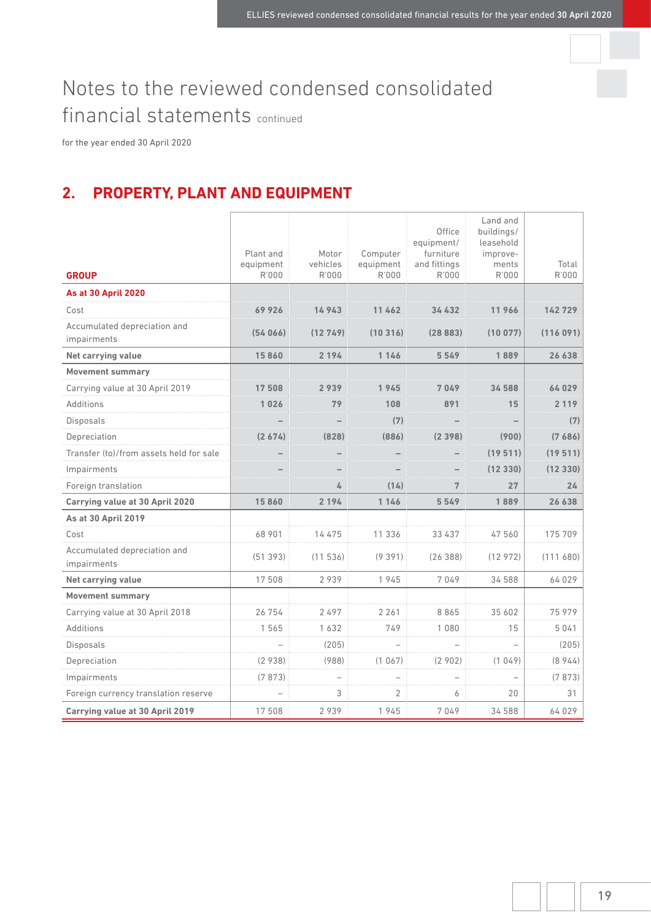# Notes to the reviewed condensed consolidated financial statements continued

for the year ended 30 April 2020

## 2. PROPERTY, PLANT AND EQUIPMENT

| GROUP | Plant and equipment R'000 | Motor vehicles R'000 | Computer equipment R'000 | Office equipment/ furniture and fittings R'000 | Land and buildings/ leasehold improve-ments R'000 | Total R'000 |
|---|---|---|---|---|---|---|
| **As at 30 April 2020** | | | | | | |
| Cost | **69 926** | **14 943** | **11 462** | **34 432** | **11 966** | **142 729** |
| Accumulated depreciation and impairments | **(54 066)** | **(12 749)** | **(10 316)** | **(28 883)** | **(10 077)** | **(116 091)** |
| **Net carrying value** | **15 860** | **2 194** | **1 146** | **5 549** | **1 889** | **26 638** |
| **Movement summary** | | | | | | |
| Carrying value at 30 April 2019 | **17 508** | **2 939** | **1 945** | **7 049** | **34 588** | **64 029** |
| Additions | **1 026** | **79** | **108** | **891** | **15** | **2 119** |
| Disposals | **–** | **–** | **(7)** | **–** | **–** | **(7)** |
| Depreciation | **(2 674)** | **(828)** | **(886)** | **(2 398)** | **(900)** | **(7 686)** |
| Transfer (to)/from assets held for sale | **–** | **–** | **–** | **–** | **(19 511)** | **(19 511)** |
| Impairments | **–** | **–** | **–** | **–** | **(12 330)** | **(12 330)** |
| Foreign translation | | **4** | **(14)** | **7** | **27** | **24** |
| **Carrying value at 30 April 2020** | **15 860** | **2 194** | **1 146** | **5 549** | **1 889** | **26 638** |
| **As at 30 April 2019** | | | | | | |
| Cost | 68 901 | 14 475 | 11 336 | 33 437 | 47 560 | 175 709 |
| Accumulated depreciation and impairments | (51 393) | (11 536) | (9 391) | (26 388) | (12 972) | (111 680) |
| **Net carrying value** | 17 508 | 2 939 | 1 945 | 7 049 | 34 588 | 64 029 |
| **Movement summary** | | | | | | |
| Carrying value at 30 April 2018 | 26 754 | 2 497 | 2 261 | 8 865 | 35 602 | 75 979 |
| Additions | 1 565 | 1 632 | 749 | 1 080 | 15 | 5 041 |
| Disposals | – | (205) | – | – | – | (205) |
| Depreciation | (2 938) | (988) | (1 067) | (2 902) | (1 049) | (8 944) |
| Impairments | (7 873) | – | – | – | – | (7 873) |
| Foreign currency translation reserve | – | 3 | 2 | 6 | 20 | 31 |
| **Carrying value at 30 April 2019** | 17 508 | 2 939 | 1 945 | 7 049 | 34 588 | 64 029 |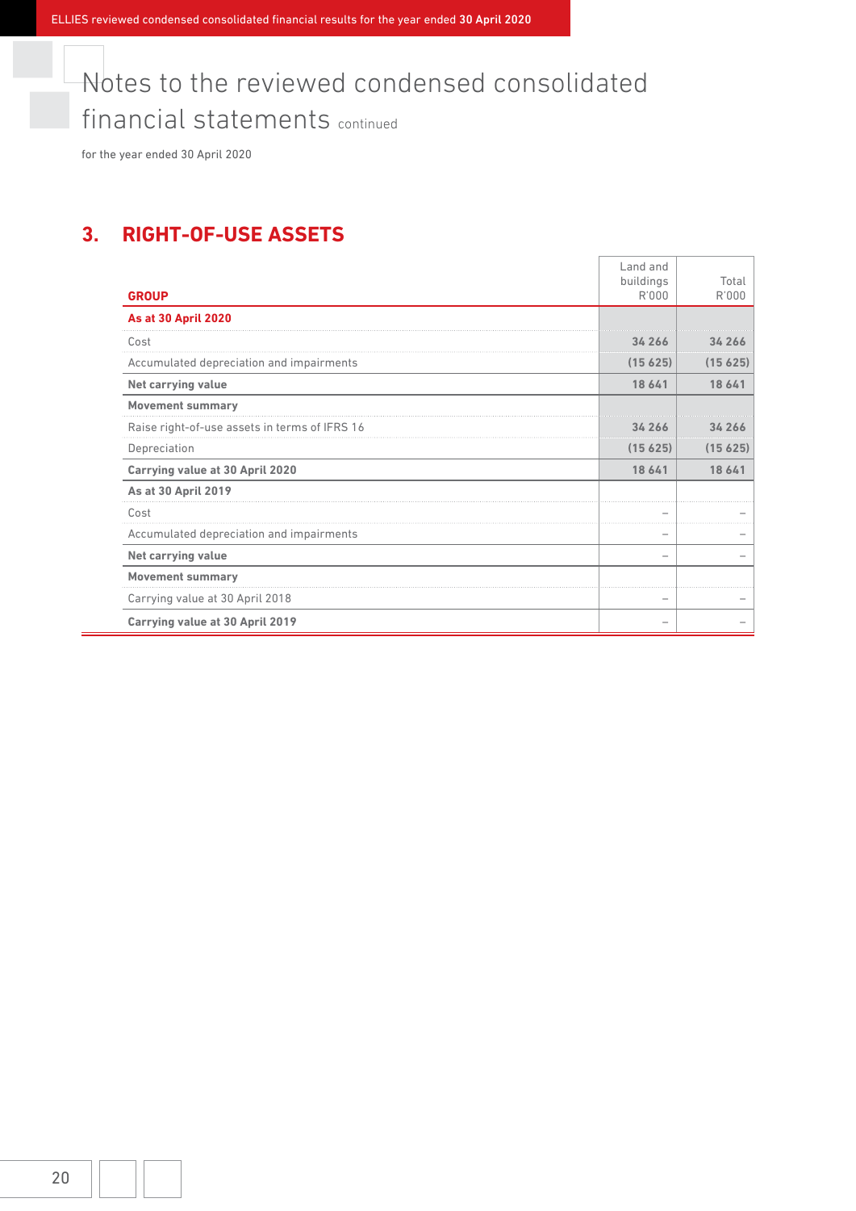# Notes to the reviewed condensed consolidated financial statements continued

for the year ended 30 April 2020

## 3. RIGHT-OF-USE ASSETS

| GROUP | Land and buildings R'000 | Total R'000 |
|---|---|---|
| **As at 30 April 2020** | | |
| Cost | 34 266 | 34 266 |
| Accumulated depreciation and impairments | (15 625) | (15 625) |
| **Net carrying value** | **18 641** | **18 641** |
| **Movement summary** | | |
| Raise right-of-use assets in terms of IFRS 16 | 34 266 | 34 266 |
| Depreciation | (15 625) | (15 625) |
| **Carrying value at 30 April 2020** | **18 641** | **18 641** |
| **As at 30 April 2019** | | |
| Cost | – | – |
| Accumulated depreciation and impairments | – | – |
| **Net carrying value** | – | – |
| **Movement summary** | | |
| Carrying value at 30 April 2018 | – | – |
| **Carrying value at 30 April 2019** | – | – |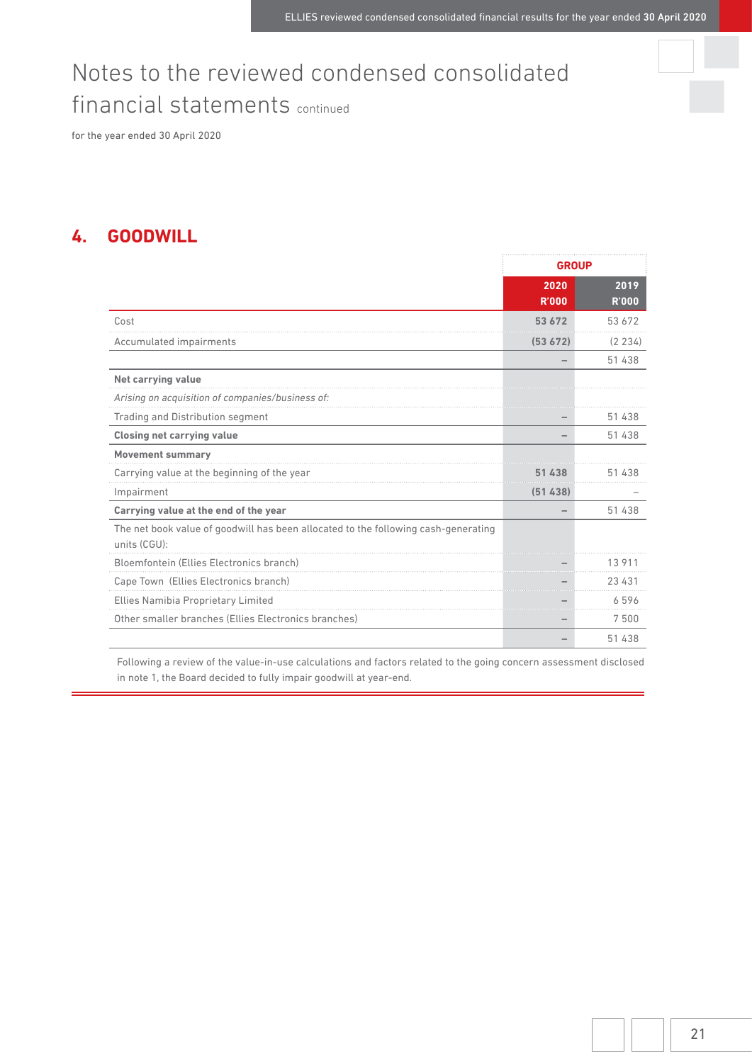# Notes to the reviewed condensed consolidated financial statements continued

for the year ended 30 April 2020

## 4. GOODWILL

| | GROUP | |
|---|---|---|
| | **2020 R'000** | **2019 R'000** |
| Cost | **53 672** | 53 672 |
| Accumulated impairments | **(53 672)** | (2 234) |
| | – | 51 438 |
| **Net carrying value** | | |
| *Arising on acquisition of companies/business of:* | | |
| Trading and Distribution segment | – | 51 438 |
| **Closing net carrying value** | – | 51 438 |
| **Movement summary** | | |
| Carrying value at the beginning of the year | **51 438** | 51 438 |
| Impairment | **(51 438)** | – |
| **Carrying value at the end of the year** | – | 51 438 |
| The net book value of goodwill has been allocated to the following cash-generating units (CGU): | | |
| Bloemfontein (Ellies Electronics branch) | – | 13 911 |
| Cape Town (Ellies Electronics branch) | – | 23 431 |
| Ellies Namibia Proprietary Limited | – | 6 596 |
| Other smaller branches (Ellies Electronics branches) | – | 7 500 |
| | – | 51 438 |

Following a review of the value-in-use calculations and factors related to the going concern assessment disclosed in note 1, the Board decided to fully impair goodwill at year-end.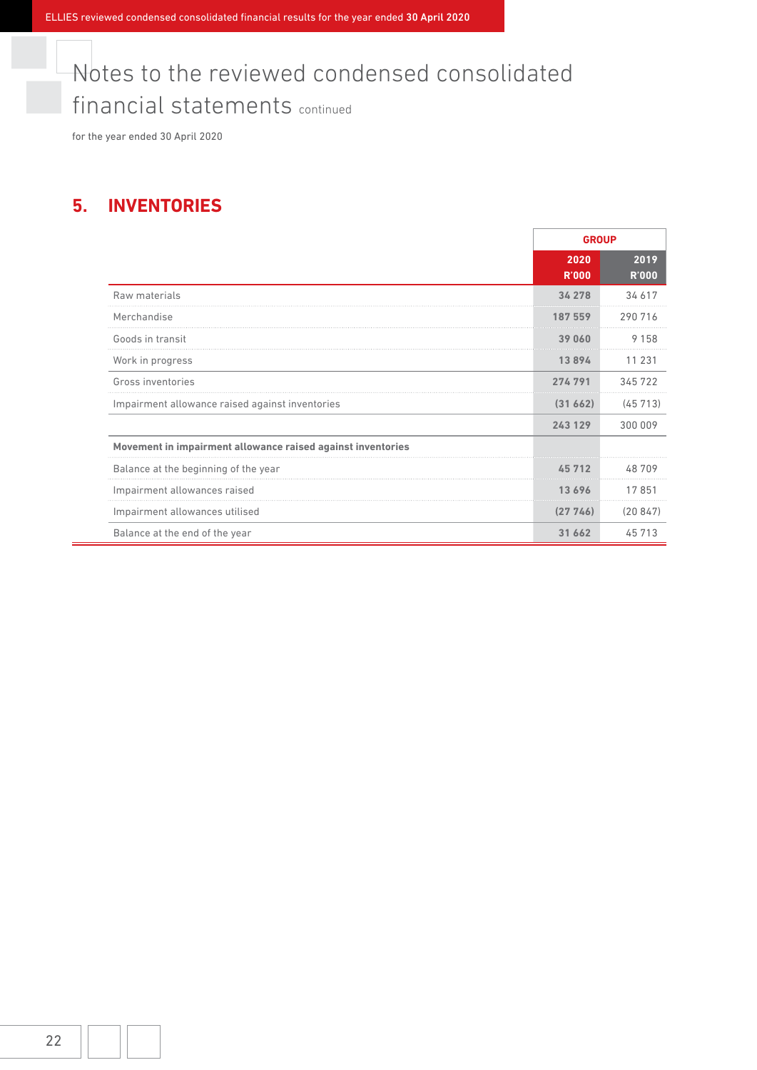# Notes to the reviewed condensed consolidated financial statements continued

for the year ended 30 April 2020

## 5. INVENTORIES

| | GROUP | |
|---|---|---|
| | **2020 R'000** | **2019 R'000** |
| Raw materials | **34 278** | 34 617 |
| Merchandise | **187 559** | 290 716 |
| Goods in transit | **39 060** | 9 158 |
| Work in progress | **13 894** | 11 231 |
| Gross inventories | **274 791** | 345 722 |
| Impairment allowance raised against inventories | **(31 662)** | (45 713) |
| | **243 129** | 300 009 |
| **Movement in impairment allowance raised against inventories** | | |
| Balance at the beginning of the year | **45 712** | 48 709 |
| Impairment allowances raised | **13 696** | 17 851 |
| Impairment allowances utilised | **(27 746)** | (20 847) |
| Balance at the end of the year | **31 662** | 45 713 |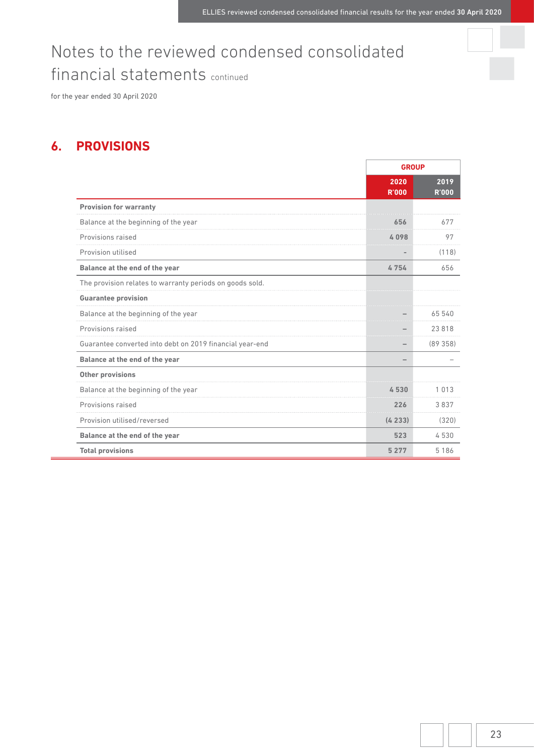# Notes to the reviewed condensed consolidated financial statements continued

for the year ended 30 April 2020

## 6. PROVISIONS

| | GROUP | |
|---|---|---|
| | **2020 R'000** | **2019 R'000** |
| **Provision for warranty** | | |
| Balance at the beginning of the year | **656** | 677 |
| Provisions raised | **4 098** | 97 |
| Provision utilised | **-** | (118) |
| **Balance at the end of the year** | **4 754** | 656 |
| The provision relates to warranty periods on goods sold. | | |
| **Guarantee provision** | | |
| Balance at the beginning of the year | **–** | 65 540 |
| Provisions raised | **–** | 23 818 |
| Guarantee converted into debt on 2019 financial year-end | **–** | (89 358) |
| **Balance at the end of the year** | **–** | – |
| **Other provisions** | | |
| Balance at the beginning of the year | **4 530** | 1 013 |
| Provisions raised | **226** | 3 837 |
| Provision utilised/reversed | **(4 233)** | (320) |
| **Balance at the end of the year** | **523** | 4 530 |
| **Total provisions** | **5 277** | 5 186 |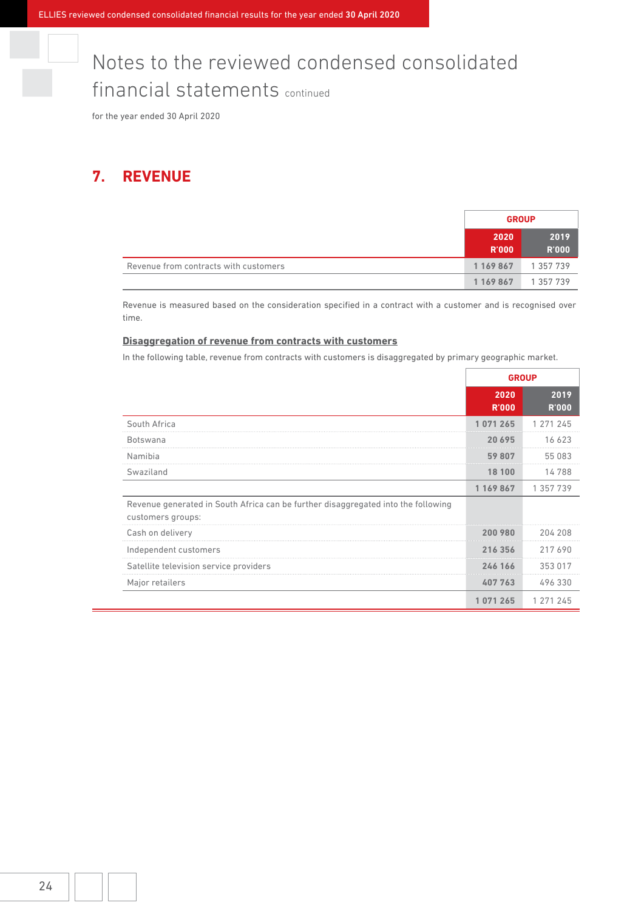# Notes to the reviewed condensed consolidated financial statements continued

for the year ended 30 April 2020

## 7. REVENUE

| | GROUP | |
|---|---|---|
| | 2020 R'000 | 2019 R'000 |
| Revenue from contracts with customers | 1 169 867 | 1 357 739 |
| | 1 169 867 | 1 357 739 |

Revenue is measured based on the consideration specified in a contract with a customer and is recognised over time.

### Disaggregation of revenue from contracts with customers

In the following table, revenue from contracts with customers is disaggregated by primary geographic market.

| | GROUP | |
|---|---|---|
| | 2020 R'000 | 2019 R'000 |
| South Africa | 1 071 265 | 1 271 245 |
| Botswana | 20 695 | 16 623 |
| Namibia | 59 807 | 55 083 |
| Swaziland | 18 100 | 14 788 |
| | 1 169 867 | 1 357 739 |
| Revenue generated in South Africa can be further disaggregated into the following customers groups: | | |
| Cash on delivery | 200 980 | 204 208 |
| Independent customers | 216 356 | 217 690 |
| Satellite television service providers | 246 166 | 353 017 |
| Major retailers | 407 763 | 496 330 |
| | 1 071 265 | 1 271 245 |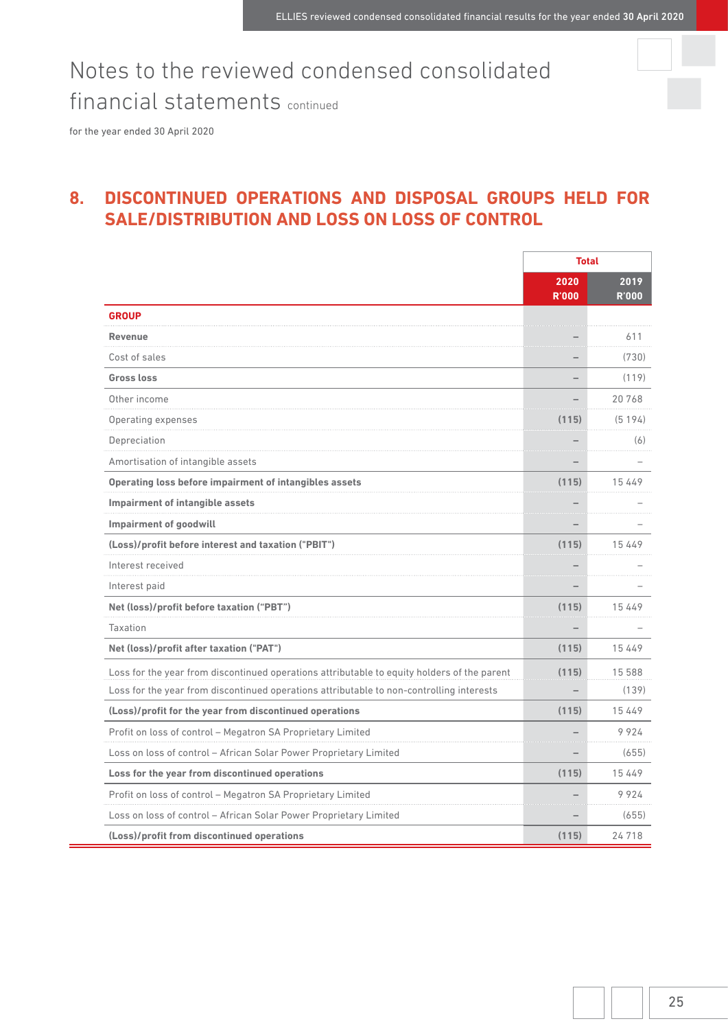# Notes to the reviewed condensed consolidated financial statements continued

for the year ended 30 April 2020

## 8. DISCONTINUED OPERATIONS AND DISPOSAL GROUPS HELD FOR SALE/DISTRIBUTION AND LOSS ON LOSS OF CONTROL

| | Total | |
|---|---|---|
| | **2020 R'000** | **2019 R'000** |
| **GROUP** | | |
| **Revenue** | – | 611 |
| Cost of sales | – | (730) |
| **Gross loss** | – | (119) |
| Other income | – | 20 768 |
| Operating expenses | **(115)** | (5 194) |
| Depreciation | – | (6) |
| Amortisation of intangible assets | – | – |
| **Operating loss before impairment of intangibles assets** | **(115)** | 15 449 |
| **Impairment of intangible assets** | – | – |
| **Impairment of goodwill** | – | – |
| **(Loss)/profit before interest and taxation ("PBIT")** | **(115)** | 15 449 |
| Interest received | – | – |
| Interest paid | – | – |
| **Net (loss)/profit before taxation ("PBT")** | **(115)** | 15 449 |
| Taxation | – | – |
| **Net (loss)/profit after taxation ("PAT")** | **(115)** | 15 449 |
| Loss for the year from discontinued operations attributable to equity holders of the parent | **(115)** | 15 588 |
| Loss for the year from discontinued operations attributable to non-controlling interests | – | (139) |
| **(Loss)/profit for the year from discontinued operations** | **(115)** | 15 449 |
| Profit on loss of control – Megatron SA Proprietary Limited | – | 9 924 |
| Loss on loss of control – African Solar Power Proprietary Limited | – | (655) |
| **Loss for the year from discontinued operations** | **(115)** | 15 449 |
| Profit on loss of control – Megatron SA Proprietary Limited | – | 9 924 |
| Loss on loss of control – African Solar Power Proprietary Limited | – | (655) |
| **(Loss)/profit from discontinued operations** | **(115)** | 24 718 |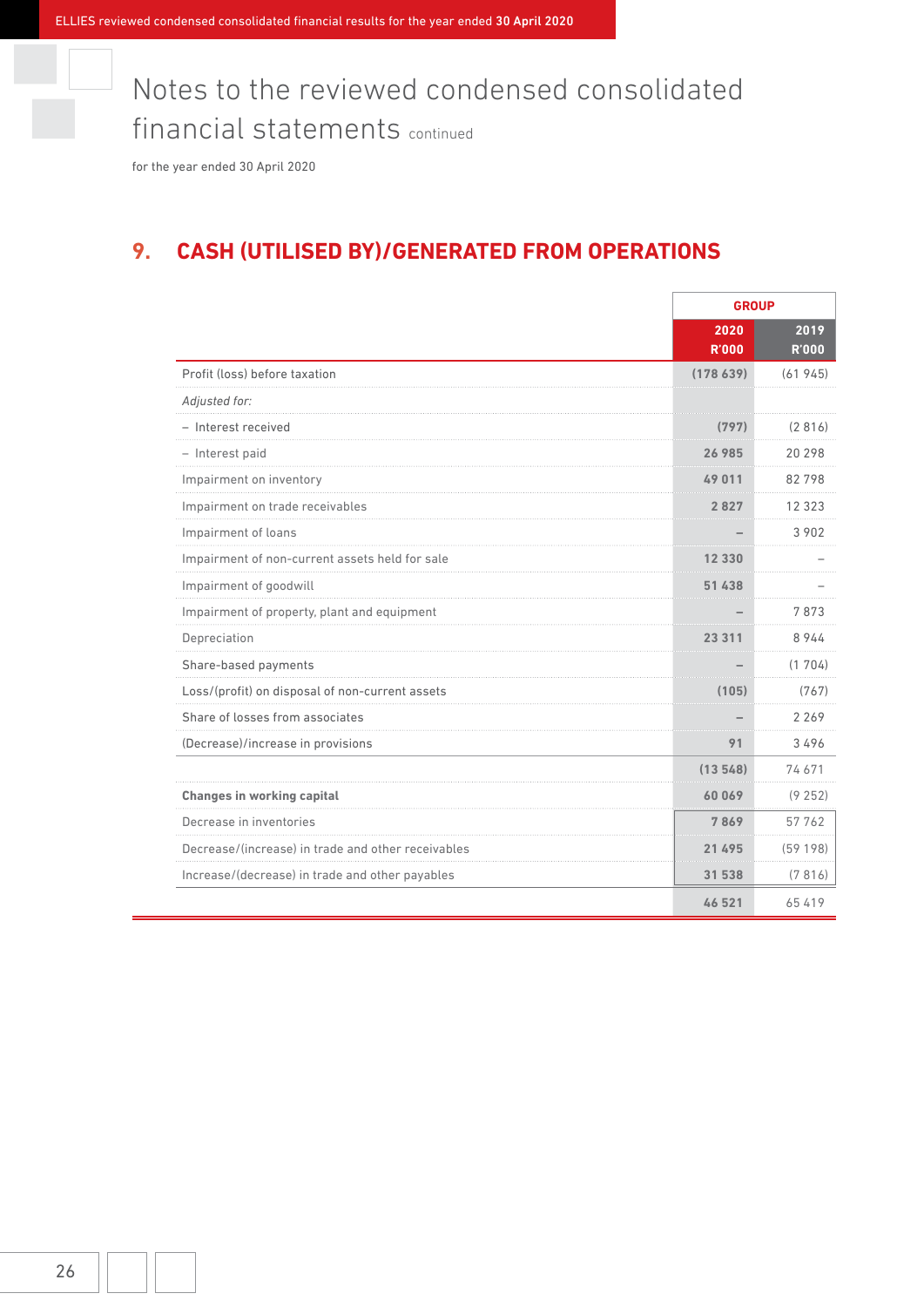# Notes to the reviewed condensed consolidated financial statements continued

for the year ended 30 April 2020

## 9. CASH (UTILISED BY)/GENERATED FROM OPERATIONS

| | GROUP | |
|---|---|---|
| | 2020 R'000 | 2019 R'000 |
| Profit (loss) before taxation | (178 639) | (61 945) |
| *Adjusted for:* | | |
| – Interest received | (797) | (2 816) |
| – Interest paid | 26 985 | 20 298 |
| Impairment on inventory | 49 011 | 82 798 |
| Impairment on trade receivables | 2 827 | 12 323 |
| Impairment of loans | – | 3 902 |
| Impairment of non-current assets held for sale | 12 330 | – |
| Impairment of goodwill | 51 438 | – |
| Impairment of property, plant and equipment | – | 7 873 |
| Depreciation | 23 311 | 8 944 |
| Share-based payments | – | (1 704) |
| Loss/(profit) on disposal of non-current assets | (105) | (767) |
| Share of losses from associates | – | 2 269 |
| (Decrease)/increase in provisions | 91 | 3 496 |
| | (13 548) | 74 671 |
| **Changes in working capital** | 60 069 | (9 252) |
| Decrease in inventories | 7 869 | 57 762 |
| Decrease/(increase) in trade and other receivables | 21 495 | (59 198) |
| Increase/(decrease) in trade and other payables | 31 538 | (7 816) |
| | 46 521 | 65 419 |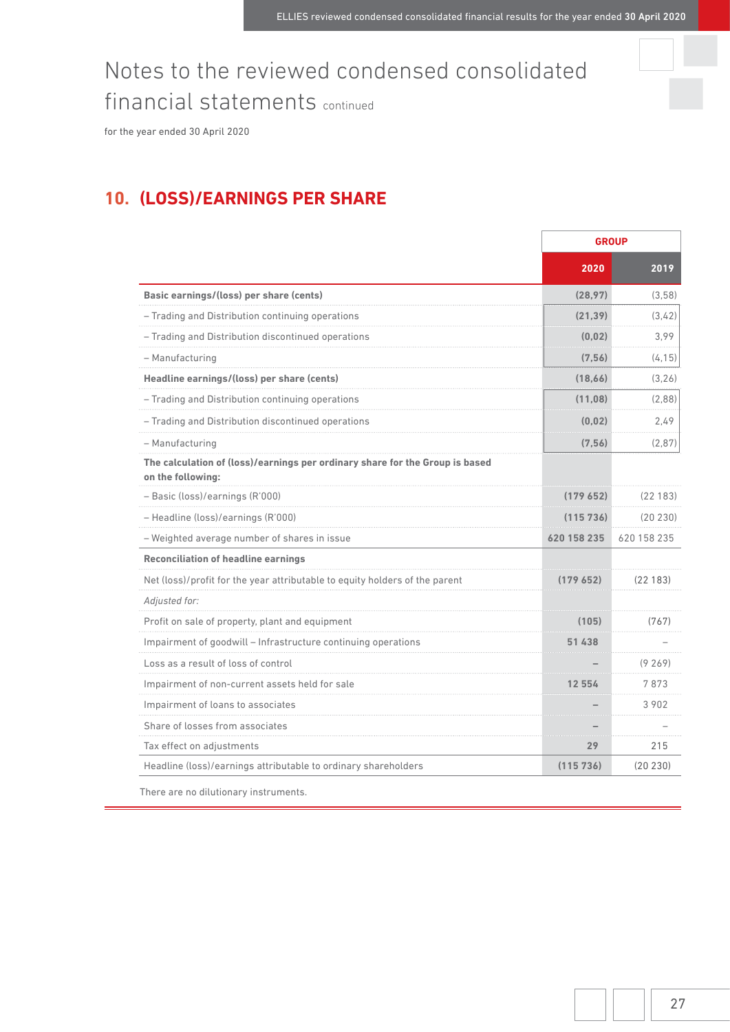# Notes to the reviewed condensed consolidated financial statements continued

for the year ended 30 April 2020

## 10. (LOSS)/EARNINGS PER SHARE

| | GROUP | |
|---|---|---|
| | **2020** | **2019** |
| **Basic earnings/(loss) per share (cents)** | **(28,97)** | (3,58) |
| – Trading and Distribution continuing operations | **(21,39)** | (3,42) |
| – Trading and Distribution discontinued operations | **(0,02)** | 3,99 |
| – Manufacturing | **(7,56)** | (4,15) |
| **Headline earnings/(loss) per share (cents)** | **(18,66)** | (3,26) |
| – Trading and Distribution continuing operations | **(11,08)** | (2,88) |
| – Trading and Distribution discontinued operations | **(0,02)** | 2,49 |
| – Manufacturing | **(7,56)** | (2,87) |
| **The calculation of (loss)/earnings per ordinary share for the Group is based on the following:** | | |
| – Basic (loss)/earnings (R'000) | **(179 652)** | (22 183) |
| – Headline (loss)/earnings (R'000) | **(115 736)** | (20 230) |
| – Weighted average number of shares in issue | **620 158 235** | 620 158 235 |
| **Reconciliation of headline earnings** | | |
| Net (loss)/profit for the year attributable to equity holders of the parent | **(179 652)** | (22 183) |
| *Adjusted for:* | | |
| Profit on sale of property, plant and equipment | **(105)** | (767) |
| Impairment of goodwill – Infrastructure continuing operations | **51 438** | – |
| Loss as a result of loss of control | **–** | (9 269) |
| Impairment of non-current assets held for sale | **12 554** | 7 873 |
| Impairment of loans to associates | **–** | 3 902 |
| Share of losses from associates | **–** | – |
| Tax effect on adjustments | **29** | 215 |
| Headline (loss)/earnings attributable to ordinary shareholders | **(115 736)** | (20 230) |

There are no dilutionary instruments.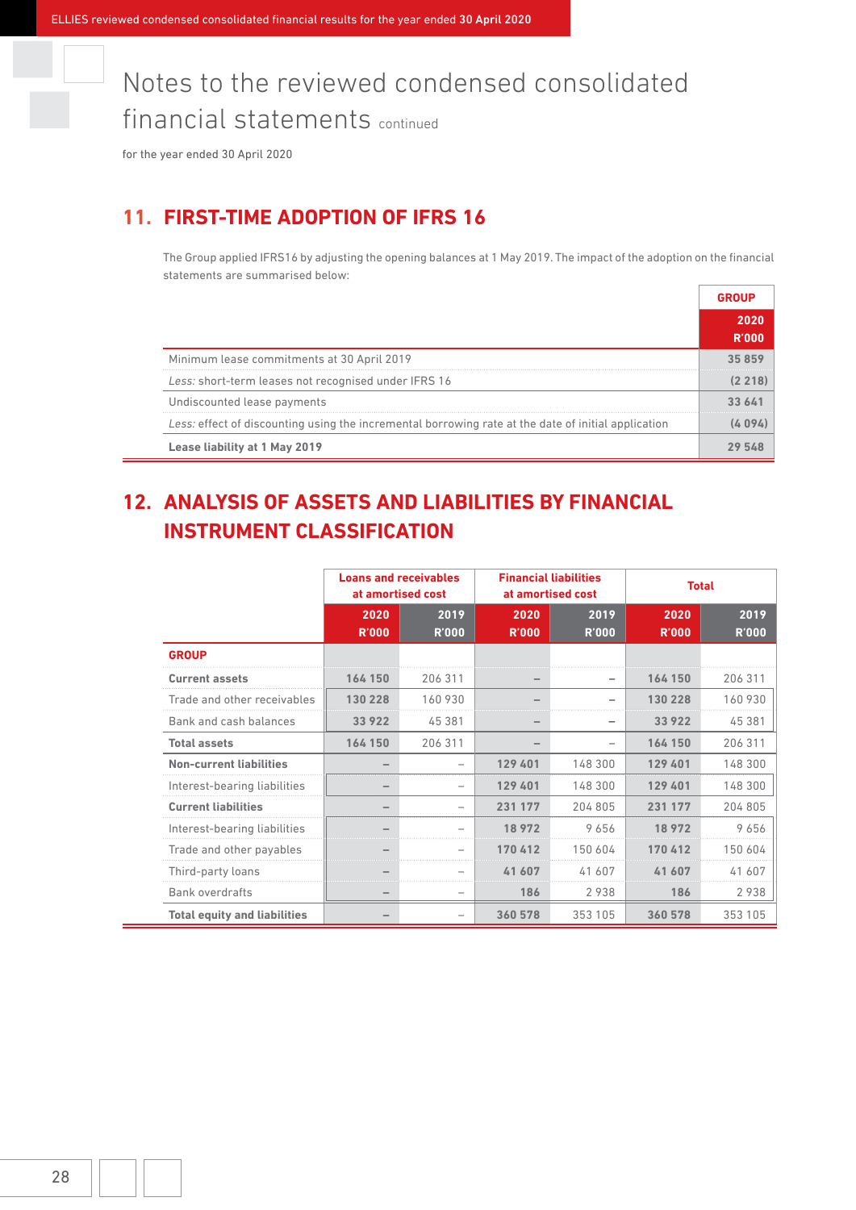# Notes to the reviewed condensed consolidated financial statements continued

for the year ended 30 April 2020

## 11. FIRST-TIME ADOPTION OF IFRS 16

The Group applied IFRS16 by adjusting the opening balances at 1 May 2019. The impact of the adoption on the financial statements are summarised below:

| | GROUP 2020 R'000 |
|---|---|
| Minimum lease commitments at 30 April 2019 | 35 859 |
| *Less:* short-term leases not recognised under IFRS 16 | (2 218) |
| Undiscounted lease payments | 33 641 |
| *Less:* effect of discounting using the incremental borrowing rate at the date of initial application | (4 094) |
| **Lease liability at 1 May 2019** | **29 548** |

## 12. ANALYSIS OF ASSETS AND LIABILITIES BY FINANCIAL INSTRUMENT CLASSIFICATION

| | Loans and receivables at amortised cost | | Financial liabilities at amortised cost | | Total | |
|---|---|---|---|---|---|---|
| | 2020 R'000 | 2019 R'000 | 2020 R'000 | 2019 R'000 | 2020 R'000 | 2019 R'000 |
| **GROUP** | | | | | | |
| **Current assets** | 164 150 | 206 311 | – | – | 164 150 | 206 311 |
| Trade and other receivables | 130 228 | 160 930 | – | – | 130 228 | 160 930 |
| Bank and cash balances | 33 922 | 45 381 | – | – | 33 922 | 45 381 |
| **Total assets** | 164 150 | 206 311 | – | – | 164 150 | 206 311 |
| **Non-current liabilities** | – | – | 129 401 | 148 300 | 129 401 | 148 300 |
| Interest-bearing liabilities | – | – | 129 401 | 148 300 | 129 401 | 148 300 |
| **Current liabilities** | – | – | 231 177 | 204 805 | 231 177 | 204 805 |
| Interest-bearing liabilities | – | – | 18 972 | 9 656 | 18 972 | 9 656 |
| Trade and other payables | – | – | 170 412 | 150 604 | 170 412 | 150 604 |
| Third-party loans | – | – | 41 607 | 41 607 | 41 607 | 41 607 |
| Bank overdrafts | – | – | 186 | 2 938 | 186 | 2 938 |
| **Total equity and liabilities** | – | – | 360 578 | 353 105 | 360 578 | 353 105 |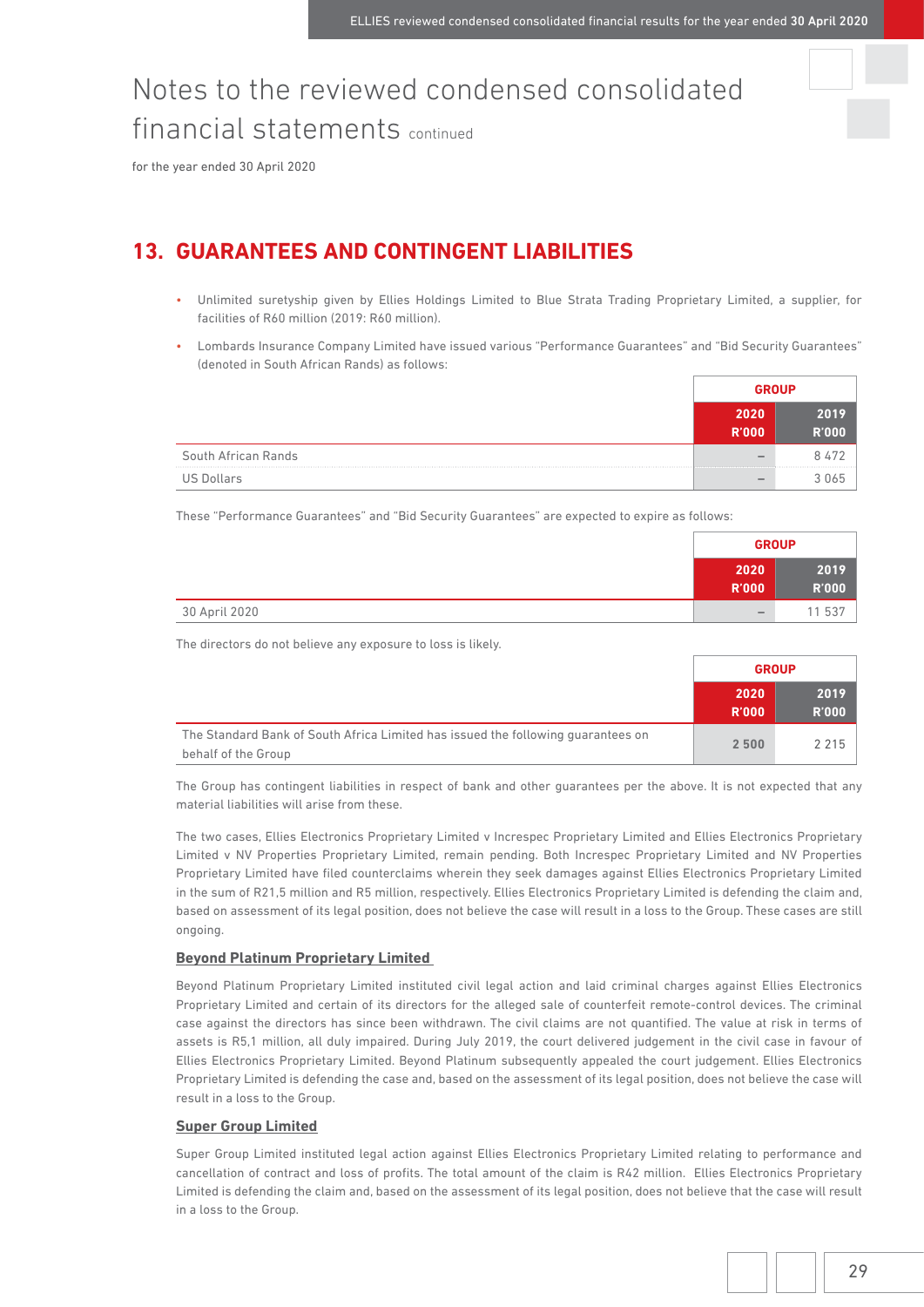# Notes to the reviewed condensed consolidated financial statements continued

for the year ended 30 April 2020

## 13. GUARANTEES AND CONTINGENT LIABILITIES

- Unlimited suretyship given by Ellies Holdings Limited to Blue Strata Trading Proprietary Limited, a supplier, for facilities of R60 million (2019: R60 million).
- Lombards Insurance Company Limited have issued various "Performance Guarantees" and "Bid Security Guarantees" (denoted in South African Rands) as follows:

| | GROUP | |
|---|---|---|
| | 2020 R'000 | 2019 R'000 |
| South African Rands | – | 8 472 |
| US Dollars | – | 3 065 |

These "Performance Guarantees" and "Bid Security Guarantees" are expected to expire as follows:

| | GROUP | |
|---|---|---|
| | 2020 R'000 | 2019 R'000 |
| 30 April 2020 | – | 11 537 |

The directors do not believe any exposure to loss is likely.

| | GROUP | |
|---|---|---|
| | 2020 R'000 | 2019 R'000 |
| The Standard Bank of South Africa Limited has issued the following guarantees on behalf of the Group | 2 500 | 2 215 |

The Group has contingent liabilities in respect of bank and other guarantees per the above. It is not expected that any material liabilities will arise from these.

The two cases, Ellies Electronics Proprietary Limited v Increspec Proprietary Limited and Ellies Electronics Proprietary Limited v NV Properties Proprietary Limited, remain pending. Both Increspec Proprietary Limited and NV Properties Proprietary Limited have filed counterclaims wherein they seek damages against Ellies Electronics Proprietary Limited in the sum of R21,5 million and R5 million, respectively. Ellies Electronics Proprietary Limited is defending the claim and, based on assessment of its legal position, does not believe the case will result in a loss to the Group. These cases are still ongoing.

### Beyond Platinum Proprietary Limited

Beyond Platinum Proprietary Limited instituted civil legal action and laid criminal charges against Ellies Electronics Proprietary Limited and certain of its directors for the alleged sale of counterfeit remote-control devices. The criminal case against the directors has since been withdrawn. The civil claims are not quantified. The value at risk in terms of assets is R5,1 million, all duly impaired. During July 2019, the court delivered judgement in the civil case in favour of Ellies Electronics Proprietary Limited. Beyond Platinum subsequently appealed the court judgement. Ellies Electronics Proprietary Limited is defending the case and, based on the assessment of its legal position, does not believe the case will result in a loss to the Group.

### Super Group Limited

Super Group Limited instituted legal action against Ellies Electronics Proprietary Limited relating to performance and cancellation of contract and loss of profits. The total amount of the claim is R42 million. Ellies Electronics Proprietary Limited is defending the claim and, based on the assessment of its legal position, does not believe that the case will result in a loss to the Group.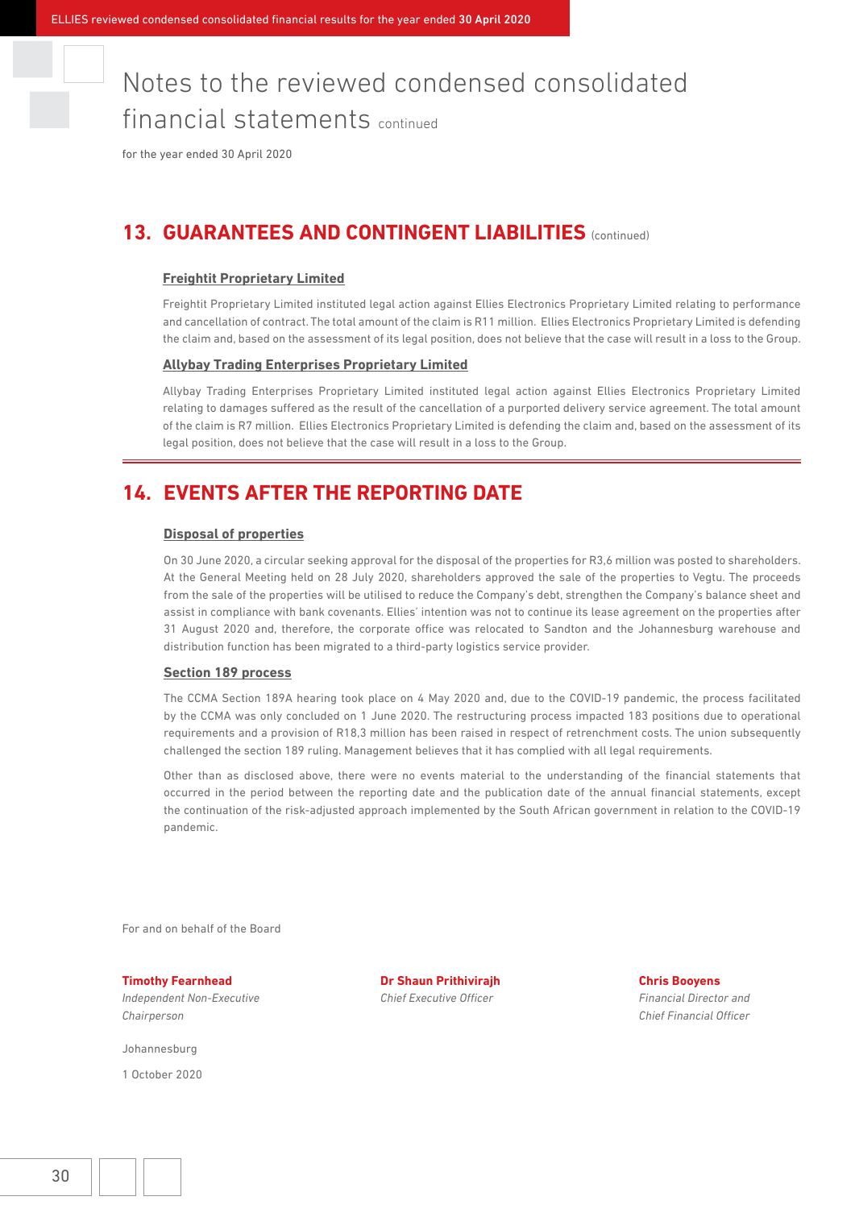# Notes to the reviewed condensed consolidated financial statements continued

for the year ended 30 April 2020

## 13. GUARANTEES AND CONTINGENT LIABILITIES (continued)

### Freightit Proprietary Limited

Freightit Proprietary Limited instituted legal action against Ellies Electronics Proprietary Limited relating to performance and cancellation of contract. The total amount of the claim is R11 million. Ellies Electronics Proprietary Limited is defending the claim and, based on the assessment of its legal position, does not believe that the case will result in a loss to the Group.

### Allybay Trading Enterprises Proprietary Limited

Allybay Trading Enterprises Proprietary Limited instituted legal action against Ellies Electronics Proprietary Limited relating to damages suffered as the result of the cancellation of a purported delivery service agreement. The total amount of the claim is R7 million. Ellies Electronics Proprietary Limited is defending the claim and, based on the assessment of its legal position, does not believe that the case will result in a loss to the Group.

## 14. EVENTS AFTER THE REPORTING DATE

### Disposal of properties

On 30 June 2020, a circular seeking approval for the disposal of the properties for R3,6 million was posted to shareholders. At the General Meeting held on 28 July 2020, shareholders approved the sale of the properties to Vegtu. The proceeds from the sale of the properties will be utilised to reduce the Company's debt, strengthen the Company's balance sheet and assist in compliance with bank covenants. Ellies' intention was not to continue its lease agreement on the properties after 31 August 2020 and, therefore, the corporate office was relocated to Sandton and the Johannesburg warehouse and distribution function has been migrated to a third-party logistics service provider.

### Section 189 process

The CCMA Section 189A hearing took place on 4 May 2020 and, due to the COVID-19 pandemic, the process facilitated by the CCMA was only concluded on 1 June 2020. The restructuring process impacted 183 positions due to operational requirements and a provision of R18,3 million has been raised in respect of retrenchment costs. The union subsequently challenged the section 189 ruling. Management believes that it has complied with all legal requirements.

Other than as disclosed above, there were no events material to the understanding of the financial statements that occurred in the period between the reporting date and the publication date of the annual financial statements, except the continuation of the risk-adjusted approach implemented by the South African government in relation to the COVID-19 pandemic.

For and on behalf of the Board

**Timothy Fearnhead**
*Independent Non-Executive Chairperson*

**Dr Shaun Prithivirajh**
*Chief Executive Officer*

**Chris Booyens**
*Financial Director and Chief Financial Officer*

Johannesburg

1 October 2020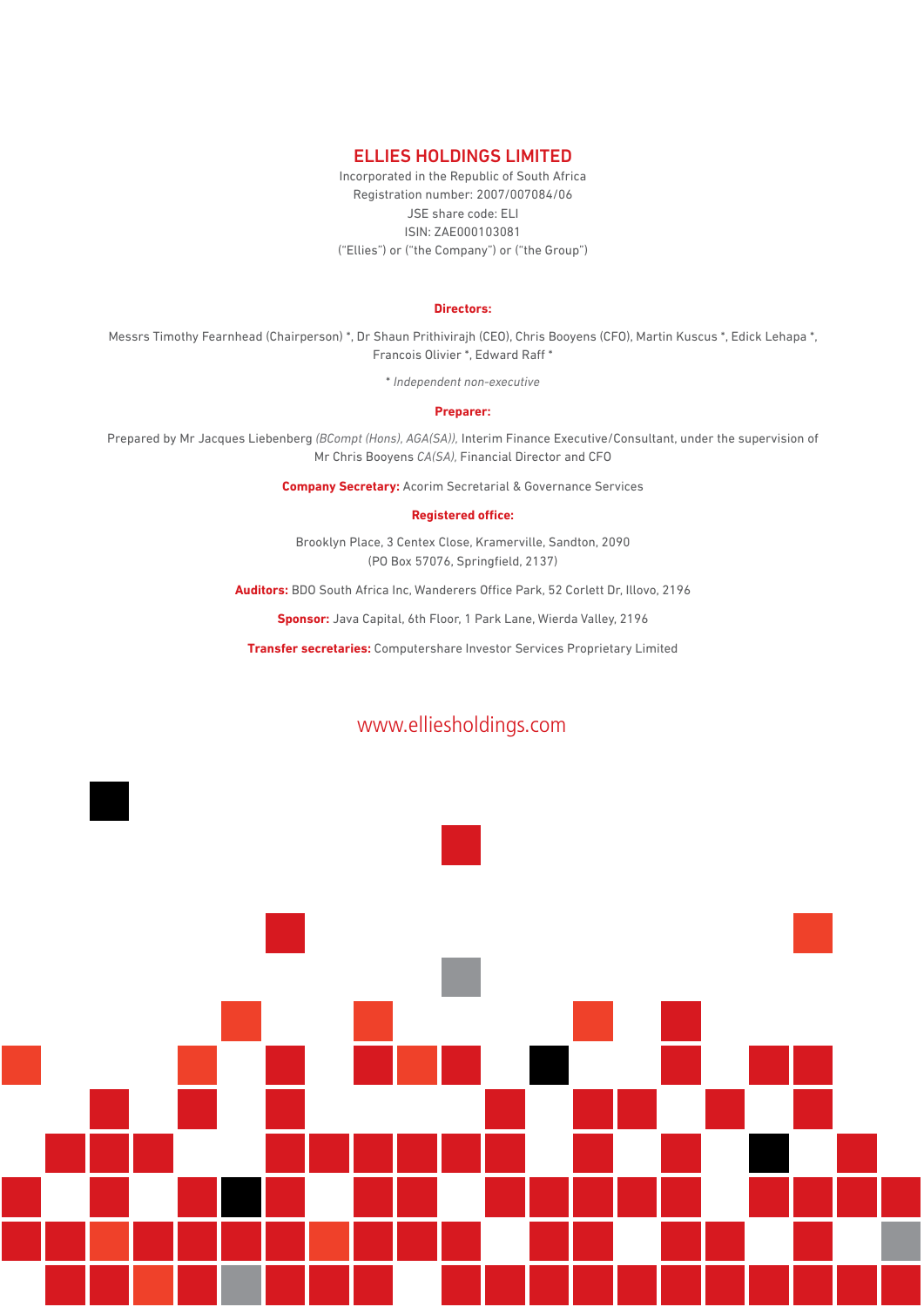# ELLIES HOLDINGS LIMITED

Incorporated in the Republic of South Africa
Registration number: 2007/007084/06
JSE share code: ELI
ISIN: ZAE000103081
("Ellies") or ("the Company") or ("the Group")

**Directors:**

Messrs Timothy Fearnhead (Chairperson) *, Dr Shaun Prithivirajh (CEO), Chris Booyens (CFO), Martin Kuscus *, Edick Lehapa *, Francois Olivier *, Edward Raff *

*\* Independent non-executive*

**Preparer:**

Prepared by Mr Jacques Liebenberg *(BCompt (Hons), AGA(SA)),* Interim Finance Executive/Consultant, under the supervision of Mr Chris Booyens *CA(SA),* Financial Director and CFO

**Company Secretary:** Acorim Secretarial & Governance Services

**Registered office:**

Brooklyn Place, 3 Centex Close, Kramerville, Sandton, 2090
(PO Box 57076, Springfield, 2137)

**Auditors:** BDO South Africa Inc, Wanderers Office Park, 52 Corlett Dr, Illovo, 2196

**Sponsor:** Java Capital, 6th Floor, 1 Park Lane, Wierda Valley, 2196

**Transfer secretaries:** Computershare Investor Services Proprietary Limited

www.elliesholdings.com